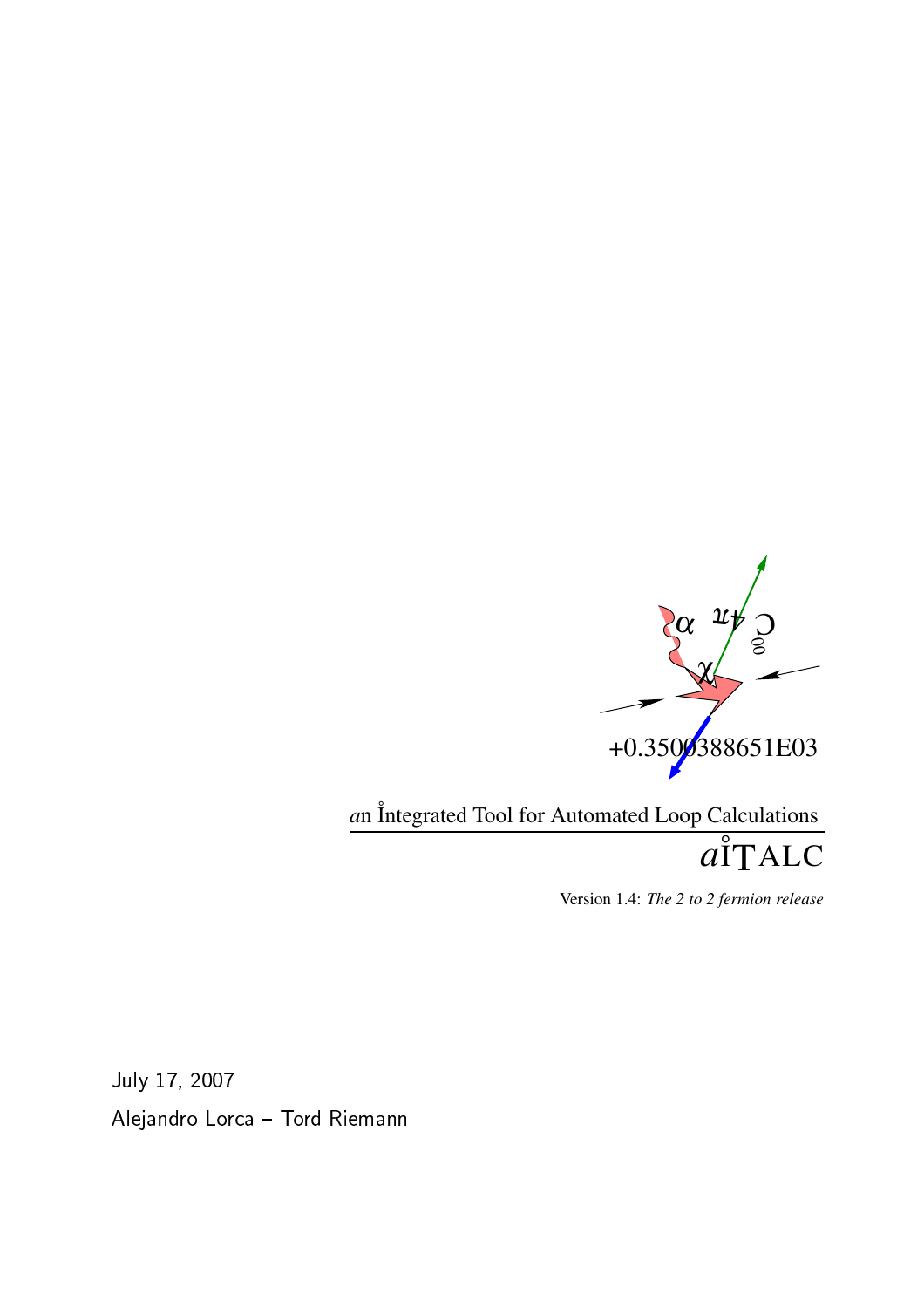$+0.3500388651E03$

*a*n I̊ntegrated Tool for Automated Loop Calculations

# *a*I̊TALC

Version 1.4: *The 2 to 2 fermion release*

July 17, 2007

Alejandro Lorca – Tord Riemann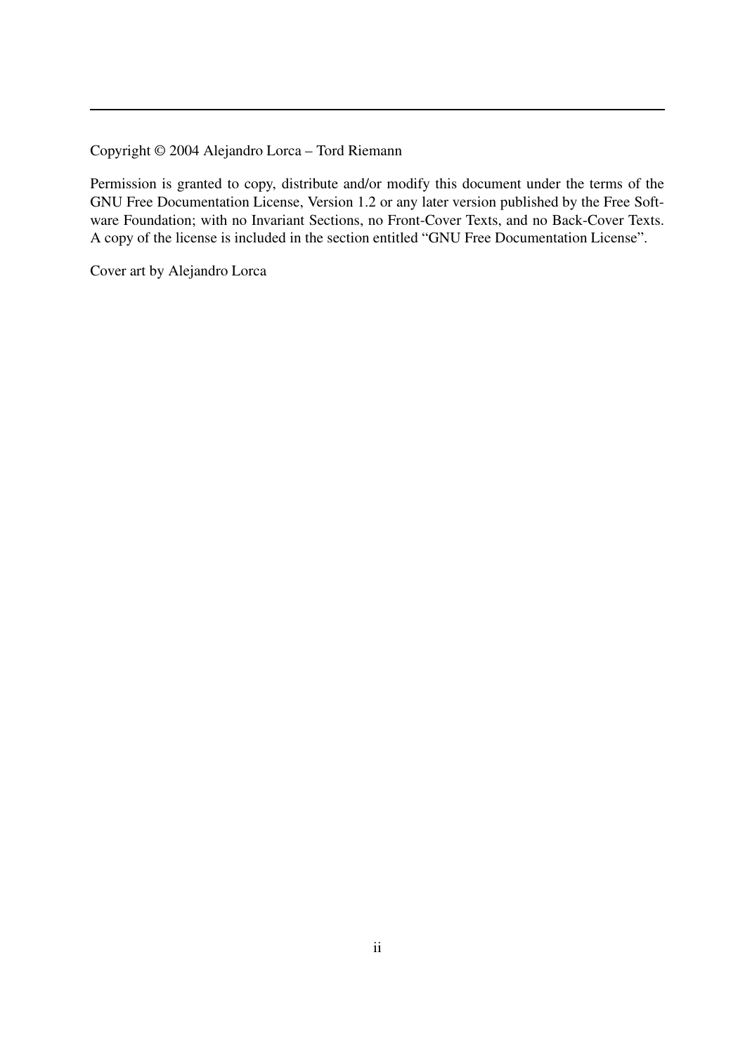Copyright © 2004 Alejandro Lorca – Tord Riemann

Permission is granted to copy, distribute and/or modify this document under the terms of the GNU Free Documentation License, Version 1.2 or any later version published by the Free Software Foundation; with no Invariant Sections, no Front-Cover Texts, and no Back-Cover Texts. A copy of the license is included in the section entitled "GNU Free Documentation License".

Cover art by Alejandro Lorca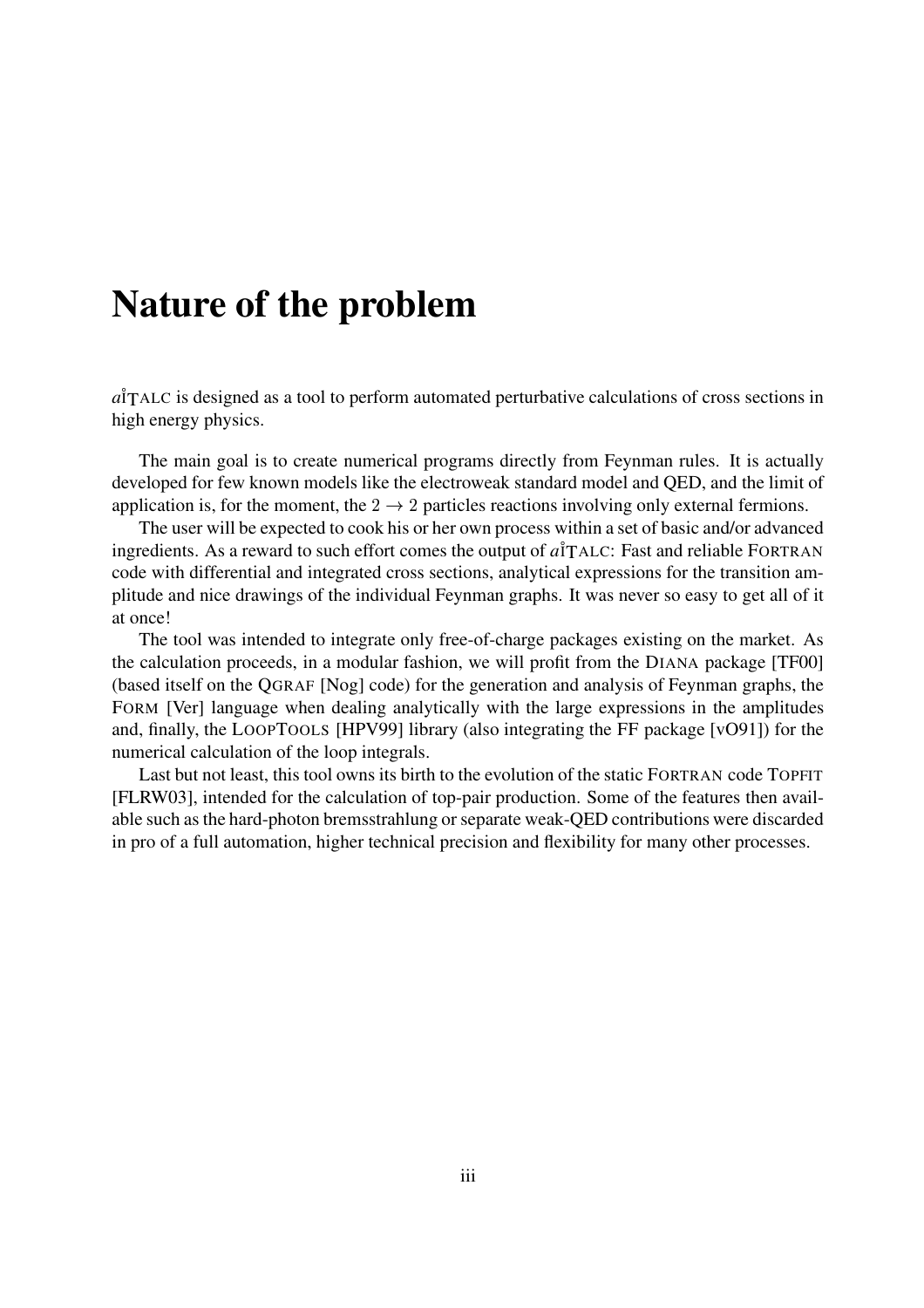# Nature of the problem

*a*ITALC is designed as a tool to perform automated perturbative calculations of cross sections in high energy physics.

The main goal is to create numerical programs directly from Feynman rules. It is actually developed for few known models like the electroweak standard model and QED, and the limit of application is, for the moment, the $2 \to 2$ particles reactions involving only external fermions.

The user will be expected to cook his or her own process within a set of basic and/or advanced ingredients. As a reward to such effort comes the output of *a*ITALC: Fast and reliable FORTRAN code with differential and integrated cross sections, analytical expressions for the transition amplitude and nice drawings of the individual Feynman graphs. It was never so easy to get all of it at once!

The tool was intended to integrate only free-of-charge packages existing on the market. As the calculation proceeds, in a modular fashion, we will profit from the DIANA package [TF00] (based itself on the QGRAF [Nog] code) for the generation and analysis of Feynman graphs, the FORM [Ver] language when dealing analytically with the large expressions in the amplitudes and, finally, the LOOPTOOLS [HPV99] library (also integrating the FF package [vO91]) for the numerical calculation of the loop integrals.

Last but not least, this tool owns its birth to the evolution of the static FORTRAN code TOPFIT [FLRW03], intended for the calculation of top-pair production. Some of the features then available such as the hard-photon bremsstrahlung or separate weak-QED contributions were discarded in pro of a full automation, higher technical precision and flexibility for many other processes.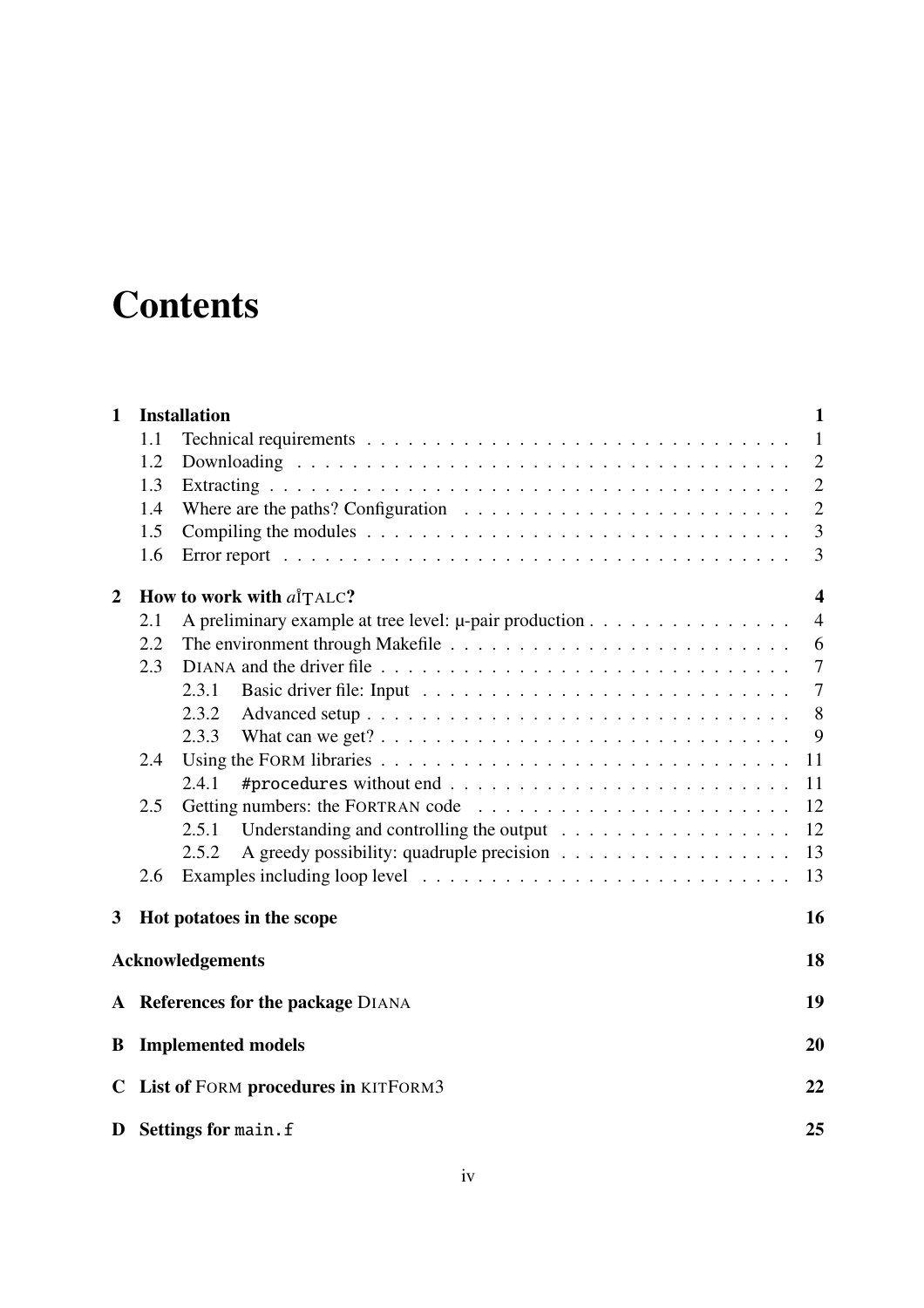# Contents

| | | |
|---|---|---|
| **1** | **Installation** | **1** |
| | 1.1 Technical requirements | 1 |
| | 1.2 Downloading | 2 |
| | 1.3 Extracting | 2 |
| | 1.4 Where are the paths? Configuration | 2 |
| | 1.5 Compiling the modules | 3 |
| | 1.6 Error report | 3 |
| **2** | **How to work with *a*ITALC?** | **4** |
| | 2.1 A preliminary example at tree level: μ-pair production | 4 |
| | 2.2 The environment through Makefile | 6 |
| | 2.3 DIANA and the driver file | 7 |
| | 2.3.1 Basic driver file: Input | 7 |
| | 2.3.2 Advanced setup | 8 |
| | 2.3.3 What can we get? | 9 |
| | 2.4 Using the FORM libraries | 11 |
| | 2.4.1 `#procedures` without end | 11 |
| | 2.5 Getting numbers: the FORTRAN code | 12 |
| | 2.5.1 Understanding and controlling the output | 12 |
| | 2.5.2 A greedy possibility: quadruple precision | 13 |
| | 2.6 Examples including loop level | 13 |
| **3** | **Hot potatoes in the scope** | **16** |
| | **Acknowledgements** | **18** |
| **A** | **References for the package DIANA** | **19** |
| **B** | **Implemented models** | **20** |
| **C** | **List of FORM procedures in KITFORM3** | **22** |
| **D** | **Settings for `main.f`** | **25** |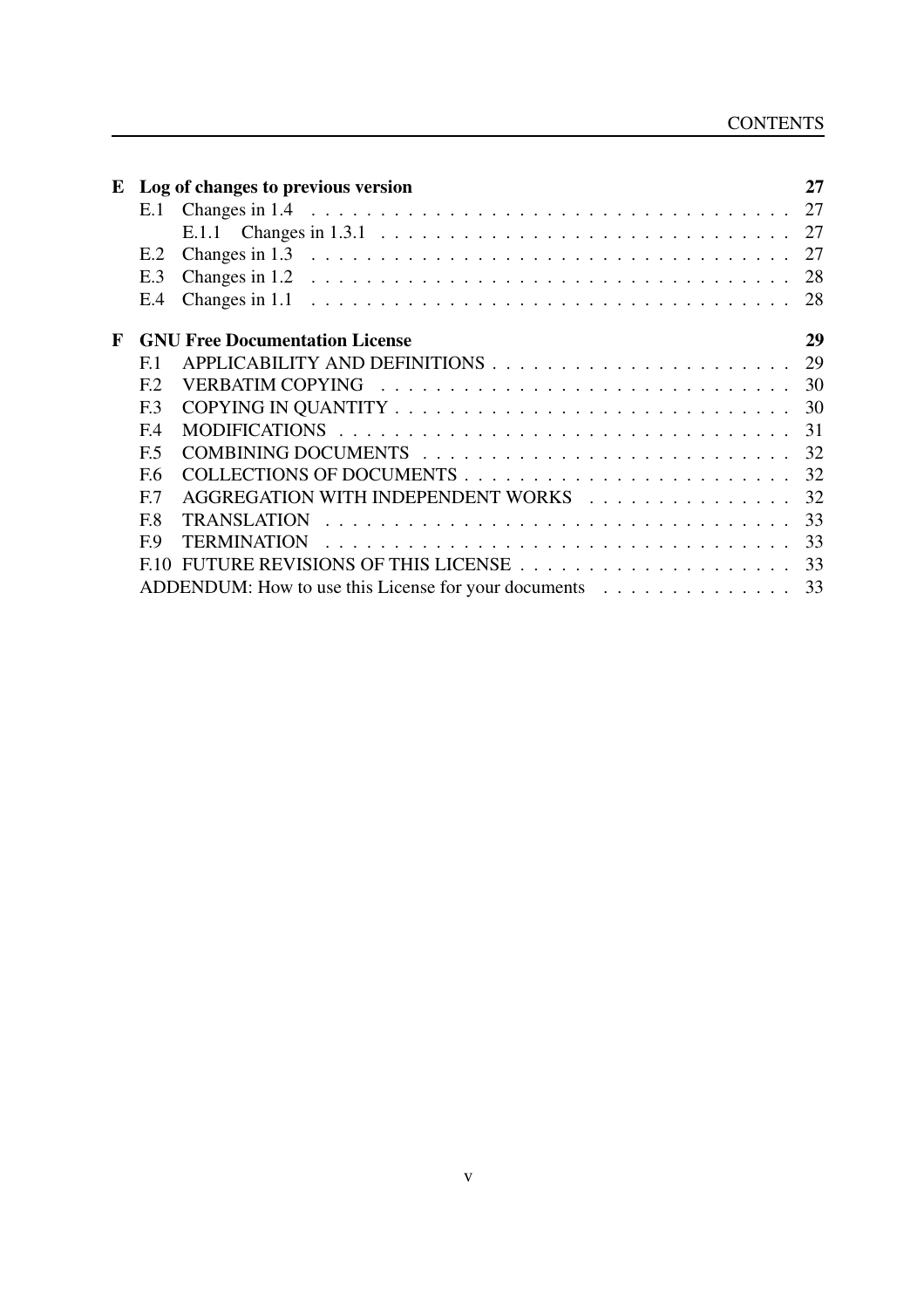**E Log of changes to previous version** **27**

- E.1 Changes in 1.4 . . . . . . . . . . 27
  - E.1.1 Changes in 1.3.1 . . . . . . . . . . 27
- E.2 Changes in 1.3 . . . . . . . . . . 27
- E.3 Changes in 1.2 . . . . . . . . . . 28
- E.4 Changes in 1.1 . . . . . . . . . . 28

**F GNU Free Documentation License** **29**

- F.1 APPLICABILITY AND DEFINITIONS . . . . . . . . . . 29
- F.2 VERBATIM COPYING . . . . . . . . . . 30
- F.3 COPYING IN QUANTITY . . . . . . . . . . 30
- F.4 MODIFICATIONS . . . . . . . . . . 31
- F.5 COMBINING DOCUMENTS . . . . . . . . . . 32
- F.6 COLLECTIONS OF DOCUMENTS . . . . . . . . . . 32
- F.7 AGGREGATION WITH INDEPENDENT WORKS . . . . . . . . . . 32
- F.8 TRANSLATION . . . . . . . . . . 33
- F.9 TERMINATION . . . . . . . . . . 33
- F.10 FUTURE REVISIONS OF THIS LICENSE . . . . . . . . . . 33
- ADDENDUM: How to use this License for your documents . . . . . . . . . . 33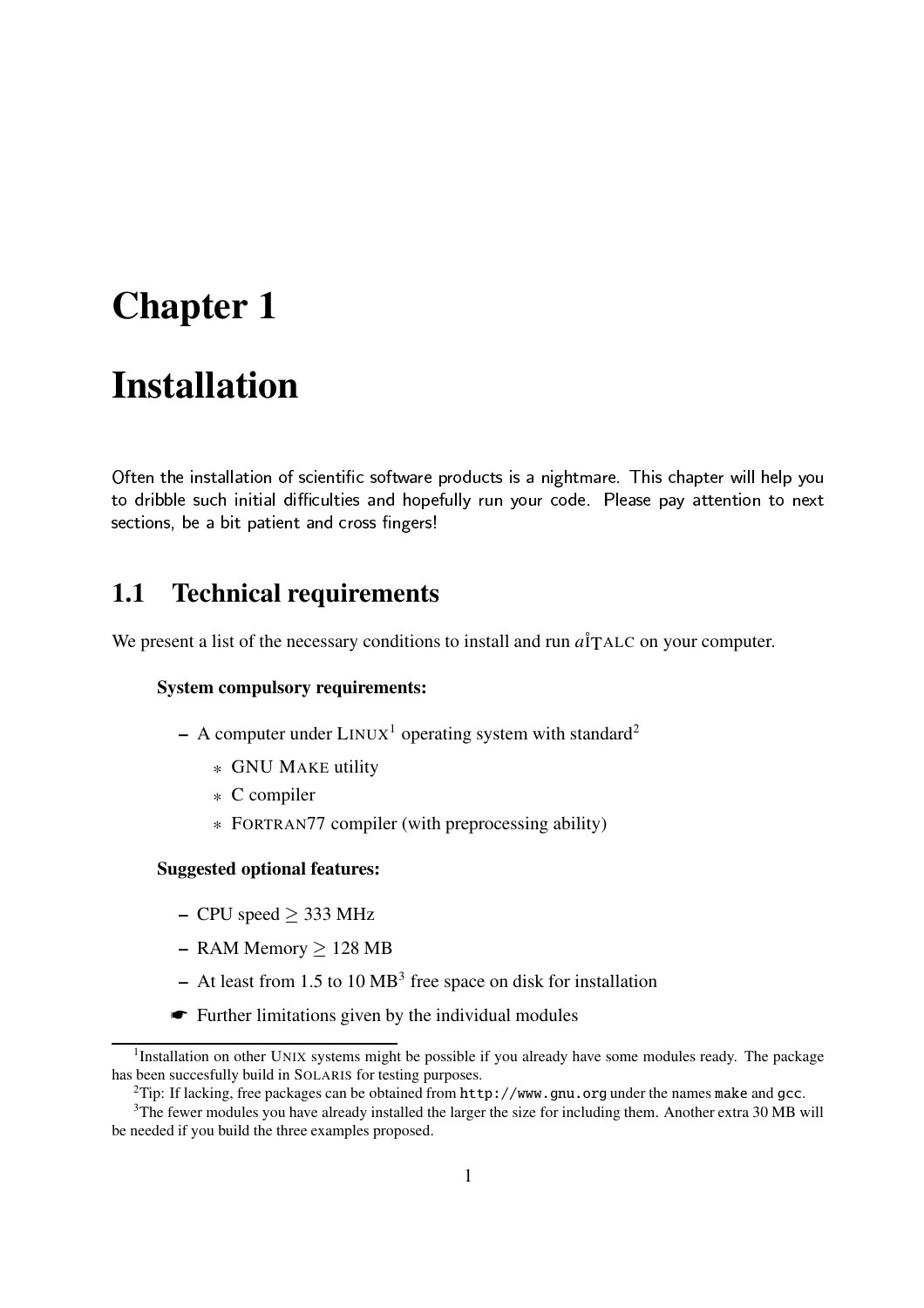# Chapter 1

# Installation

Often the installation of scientific software products is a nightmare. This chapter will help you to dribble such initial difficulties and hopefully run your code. Please pay attention to next sections, be a bit patient and cross fingers!

## 1.1 Technical requirements

We present a list of the necessary conditions to install and run *a*i̊TALC on your computer.

**System compulsory requirements:**

- A computer under LINUX[1] operating system with standard[2]
  - GNU MAKE utility
  - C compiler
  - FORTRAN77 compiler (with preprocessing ability)

**Suggested optional features:**

- CPU speed $\geq$ 333 MHz
- RAM Memory $\geq$ 128 MB
- At least from 1.5 to 10 MB[3] free space on disk for installation

☛ Further limitations given by the individual modules

[1] Installation on other UNIX systems might be possible if you already have some modules ready. The package has been succesfully build in SOLARIS for testing purposes.

[2] Tip: If lacking, free packages can be obtained from `http://www.gnu.org` under the names `make` and `gcc`.

[3] The fewer modules you have already installed the larger the size for including them. Another extra 30 MB will be needed if you build the three examples proposed.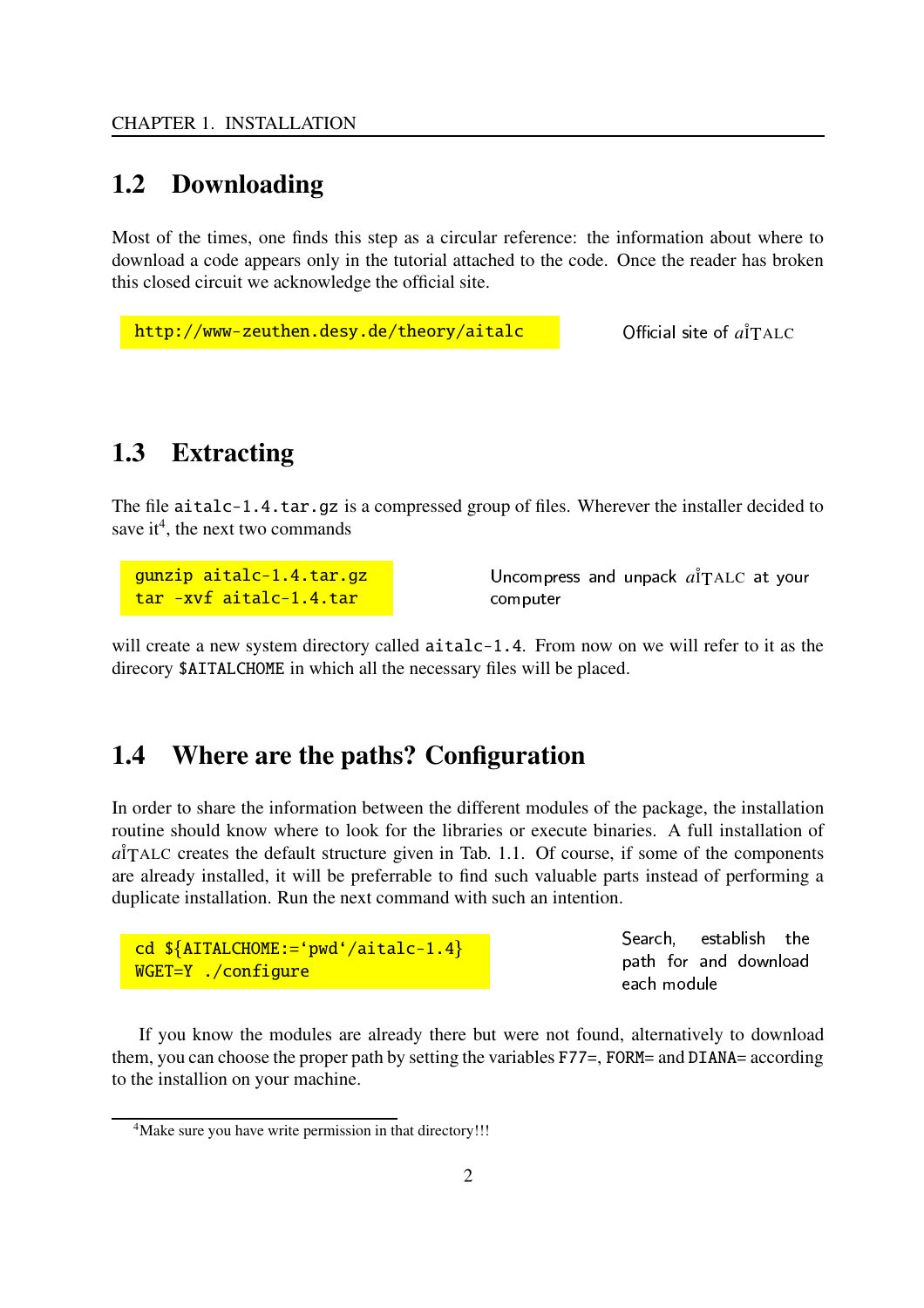## 1.2 Downloading

Most of the times, one finds this step as a circular reference: the information about where to download a code appears only in the tutorial attached to the code. Once the reader has broken this closed circuit we acknowledge the official site.

```
http://www-zeuthen.desy.de/theory/aitalc
```

Official site of *a*ITALC

## 1.3 Extracting

The file `aitalc-1.4.tar.gz` is a compressed group of files. Wherever the installer decided to save it[4], the next two commands

```
gunzip aitalc-1.4.tar.gz
tar -xvf aitalc-1.4.tar
```

Uncompress and unpack *a*ITALC at your computer

will create a new system directory called `aitalc-1.4`. From now on we will refer to it as the direcory `$AITALCHOME` in which all the necessary files will be placed.

## 1.4 Where are the paths? Configuration

In order to share the information between the different modules of the package, the installation routine should know where to look for the libraries or execute binaries. A full installation of *a*ITALC creates the default structure given in Tab. 1.1. Of course, if some of the components are already installed, it will be preferrable to find such valuable parts instead of performing a duplicate installation. Run the next command with such an intention.

```
cd ${AITALCHOME:=`pwd`/aitalc-1.4}
WGET=Y ./configure
```

Search, establish the path for and download each module

If you know the modules are already there but were not found, alternatively to download them, you can choose the proper path by setting the variables `F77=`, `FORM=` and `DIANA=` according to the installion on your machine.

[4] Make sure you have write permission in that directory!!!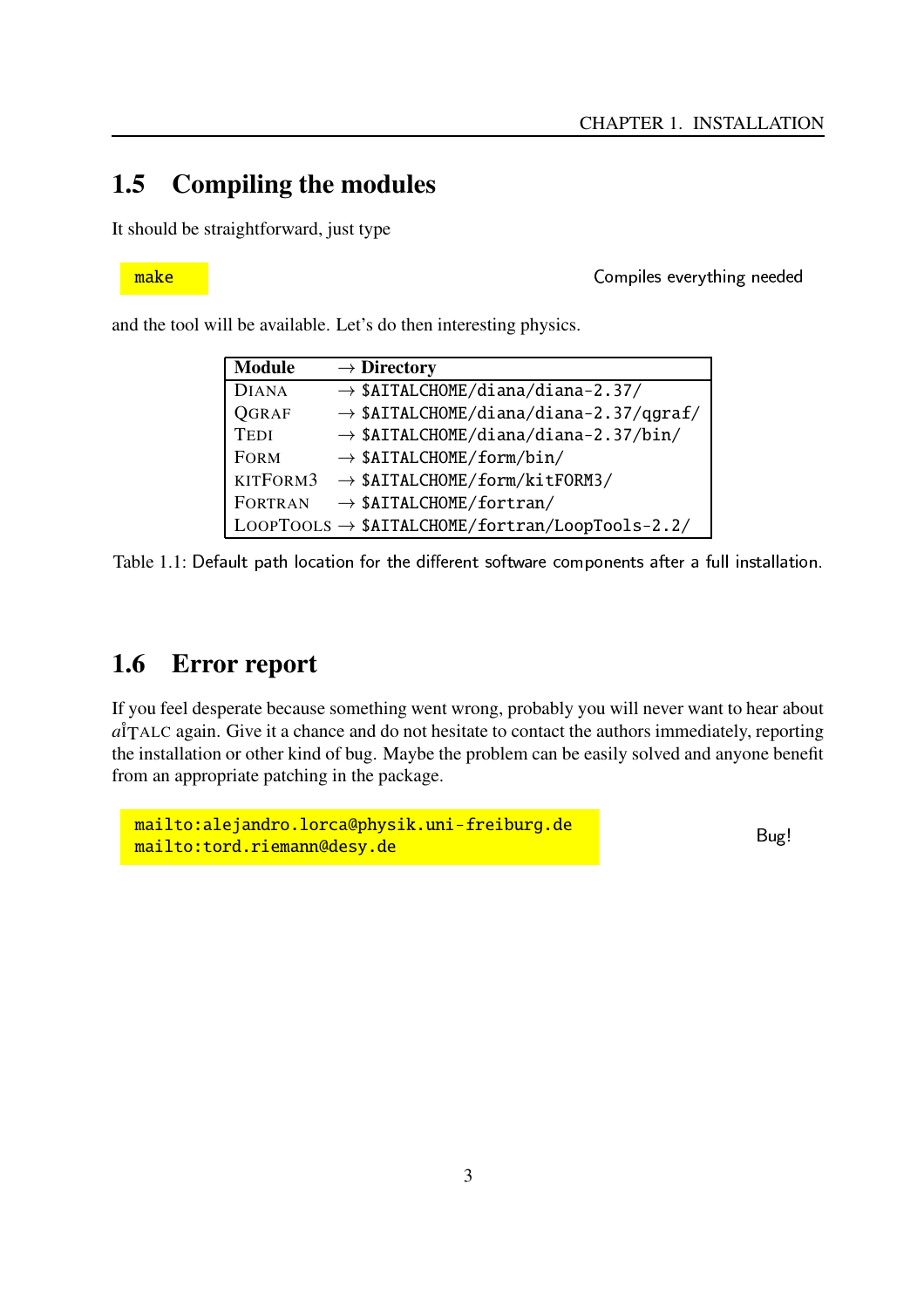## 1.5 Compiling the modules

It should be straightforward, just type

```
make
```

Compiles everything needed

and the tool will be available. Let's do then interesting physics.

| Module | → Directory |
|---|---|
| DIANA | → `$AITALCHOME/diana/diana-2.37/` |
| QGRAF | → `$AITALCHOME/diana/diana-2.37/qgraf/` |
| TEDI | → `$AITALCHOME/diana/diana-2.37/bin/` |
| FORM | → `$AITALCHOME/form/bin/` |
| KITFORM3 | → `$AITALCHOME/form/kitFORM3/` |
| FORTRAN | → `$AITALCHOME/fortran/` |
| LOOPTOOLS | → `$AITALCHOME/fortran/LoopTools-2.2/` |

Table 1.1: Default path location for the different software components after a full installation.

## 1.6 Error report

If you feel desperate because something went wrong, probably you will never want to hear about *a*ITALC again. Give it a chance and do not hesitate to contact the authors immediately, reporting the installation or other kind of bug. Maybe the problem can be easily solved and anyone benefit from an appropriate patching in the package.

```
mailto:alejandro.lorca@physik.uni-freiburg.de
mailto:tord.riemann@desy.de
```

Bug!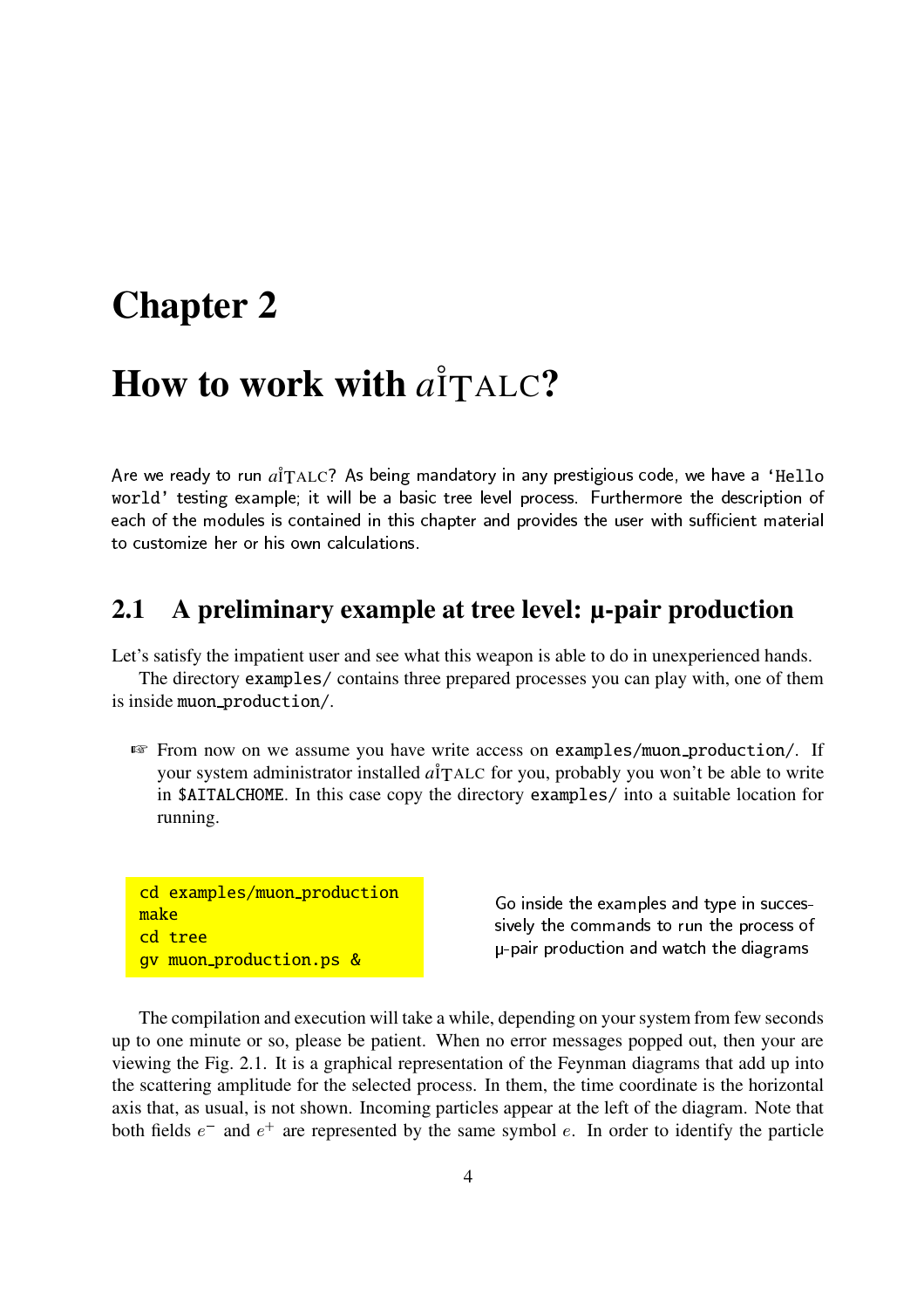# Chapter 2

# How to work with $a\mathring{\text{I}}$TALC?

Are we ready to run $a\mathring{\text{I}}$TALC? As being mandatory in any prestigious code, we have a 'Hello world' testing example; it will be a basic tree level process. Furthermore the description of each of the modules is contained in this chapter and provides the user with sufficient material to customize her or his own calculations.

## 2.1 A preliminary example at tree level: μ-pair production

Let's satisfy the impatient user and see what this weapon is able to do in unexperienced hands.

The directory `examples/` contains three prepared processes you can play with, one of them is inside `muon_production/`.

☞ From now on we assume you have write access on `examples/muon_production/`. If your system administrator installed $a\mathring{\text{I}}$TALC for you, probably you won't be able to write in `$AITALCHOME`. In this case copy the directory `examples/` into a suitable location for running.

```
cd examples/muon_production
make
cd tree
gv muon_production.ps &
```

Go inside the examples and type in successively the commands to run the process of μ-pair production and watch the diagrams

The compilation and execution will take a while, depending on your system from few seconds up to one minute or so, please be patient. When no error messages popped out, then your are viewing the Fig. 2.1. It is a graphical representation of the Feynman diagrams that add up into the scattering amplitude for the selected process. In them, the time coordinate is the horizontal axis that, as usual, is not shown. Incoming particles appear at the left of the diagram. Note that both fields $e^-$ and $e^+$ are represented by the same symbol $e$. In order to identify the particle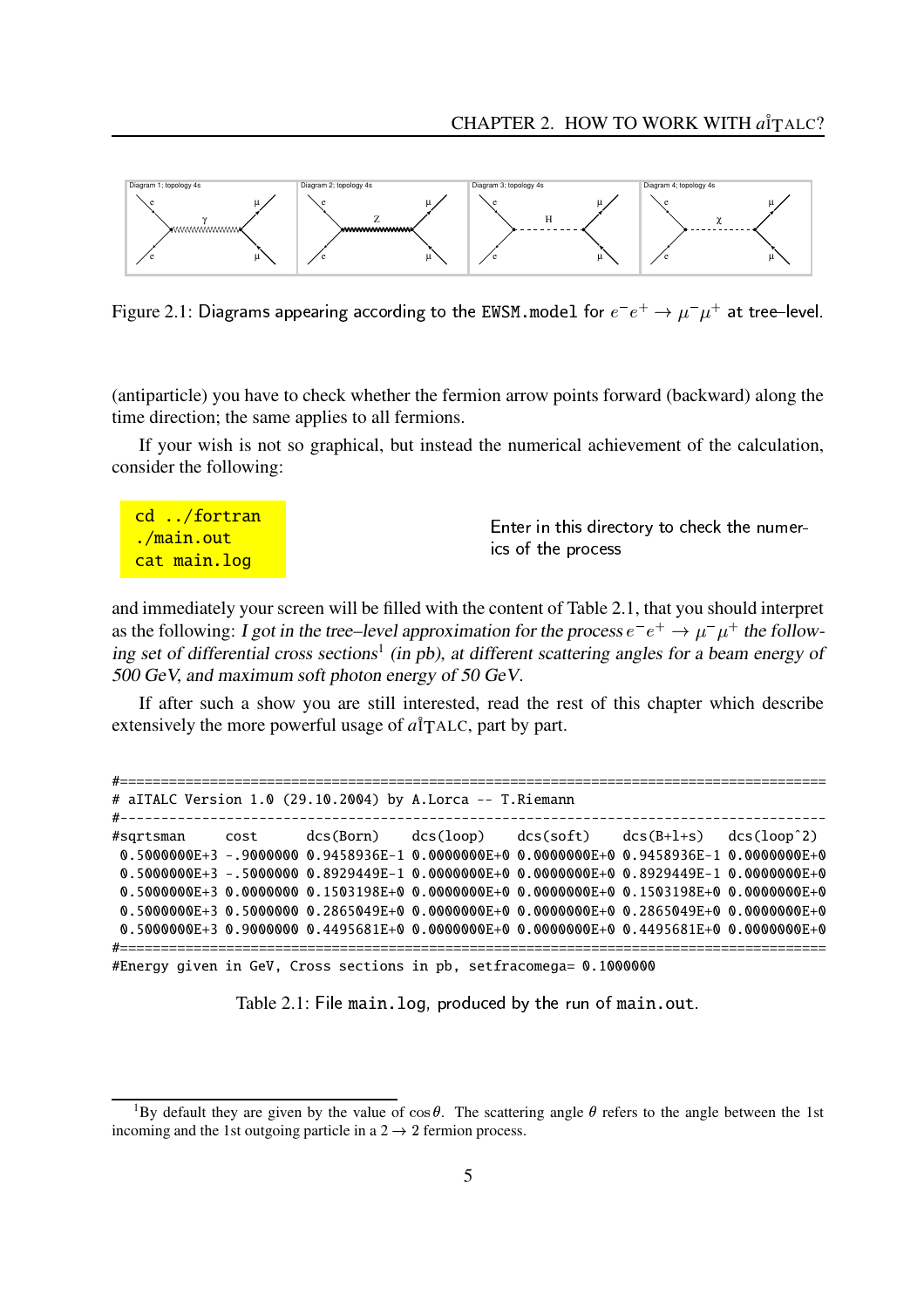Figure 2.1: Diagrams appearing according to the EWSM.model for $e^-e^+ \to \mu^-\mu^+$ at tree–level.

(antiparticle) you have to check whether the fermion arrow points forward (backward) along the time direction; the same applies to all fermions.

If your wish is not so graphical, but instead the numerical achievement of the calculation, consider the following:

```
cd ../fortran
./main.out
cat main.log
```

Enter in this directory to check the numerics of the process

and immediately your screen will be filled with the content of Table 2.1, that you should interpret as the following: *I got in the tree–level approximation for the process $e^-e^+ \to \mu^-\mu^+$ the following set of differential cross sections*[1] *(in pb), at different scattering angles for a beam energy of 500 GeV, and maximum soft photon energy of 50 GeV.*

If after such a show you are still interested, read the rest of this chapter which describe extensively the more powerful usage of aITALC, part by part.

```
#==========================================================================================
# aITALC Version 1.0 (29.10.2004) by A.Lorca -- T.Riemann
#------------------------------------------------------------------------------------------
#sqrtsman     cost      dcs(Born)     dcs(loop)     dcs(soft)     dcs(B+l+s)    dcs(loop^2)
 0.5000000E+3 -.9000000 0.9458936E-1 0.0000000E+0 0.0000000E+0 0.9458936E-1 0.0000000E+0
 0.5000000E+3 -.5000000 0.8929449E-1 0.0000000E+0 0.0000000E+0 0.8929449E-1 0.0000000E+0
 0.5000000E+3 0.0000000 0.1503198E+0 0.0000000E+0 0.0000000E+0 0.1503198E+0 0.0000000E+0
 0.5000000E+3 0.5000000 0.2865049E+0 0.0000000E+0 0.0000000E+0 0.2865049E+0 0.0000000E+0
 0.5000000E+3 0.9000000 0.4495681E+0 0.0000000E+0 0.0000000E+0 0.4495681E+0 0.0000000E+0
#==========================================================================================
#Energy given in GeV, Cross sections in pb, setfracomega= 0.1000000
```

Table 2.1: File main.log, produced by the run of main.out.

[1] By default they are given by the value of $\cos\theta$. The scattering angle $\theta$ refers to the angle between the 1st incoming and the 1st outgoing particle in a $2 \to 2$ fermion process.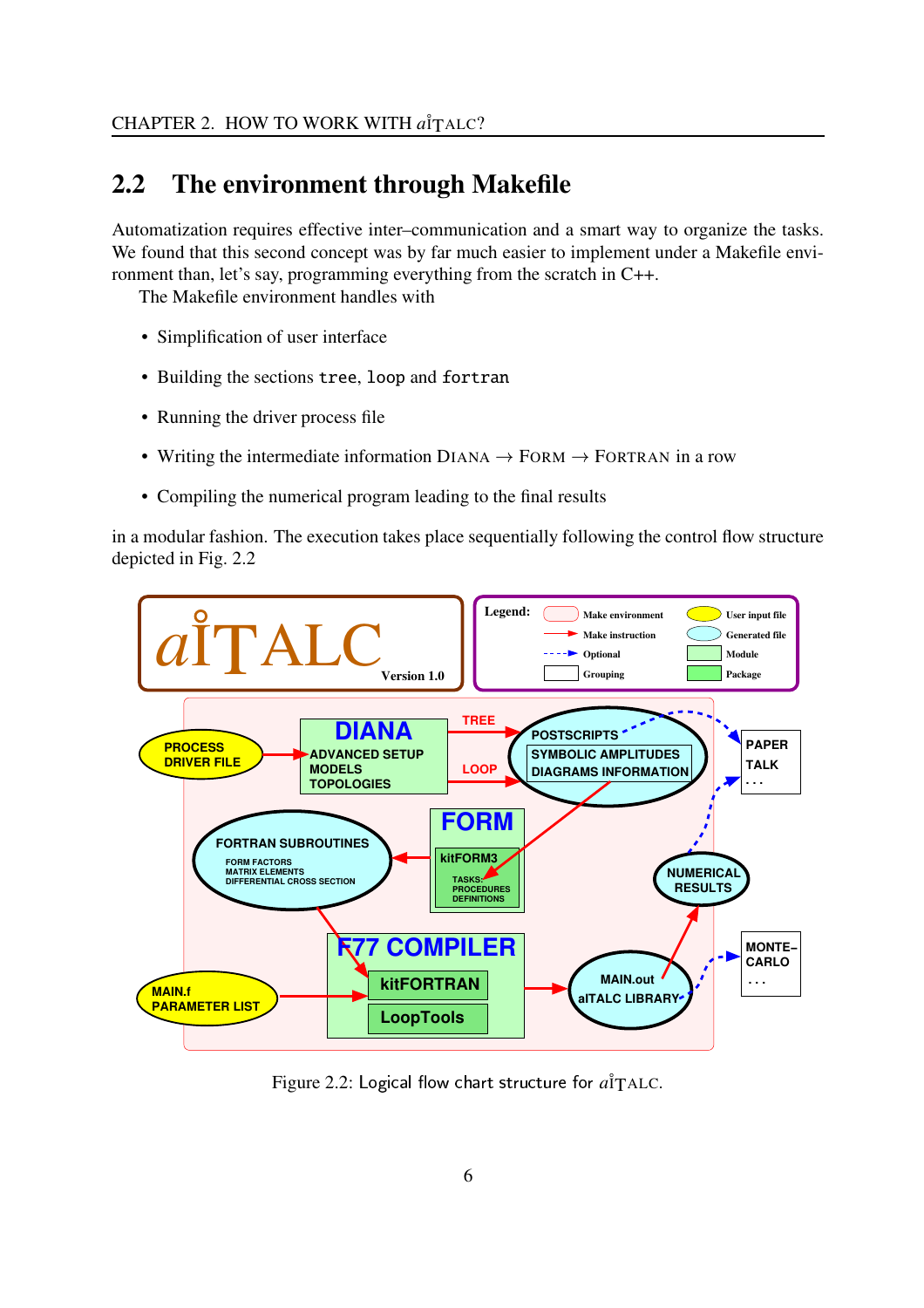## 2.2 The environment through Makefile

Automatization requires effective inter–communication and a smart way to organize the tasks. We found that this second concept was by far much easier to implement under a Makefile environment than, let's say, programming everything from the scratch in C++.

The Makefile environment handles with

- Simplification of user interface
- Building the sections `tree`, `loop` and `fortran`
- Running the driver process file
- Writing the intermediate information DIANA → FORM → FORTRAN in a row
- Compiling the numerical program leading to the final results

in a modular fashion. The execution takes place sequentially following the control flow structure depicted in Fig. 2.2

Figure 2.2: Logical flow chart structure for $a\mathring{\imath}$TALC.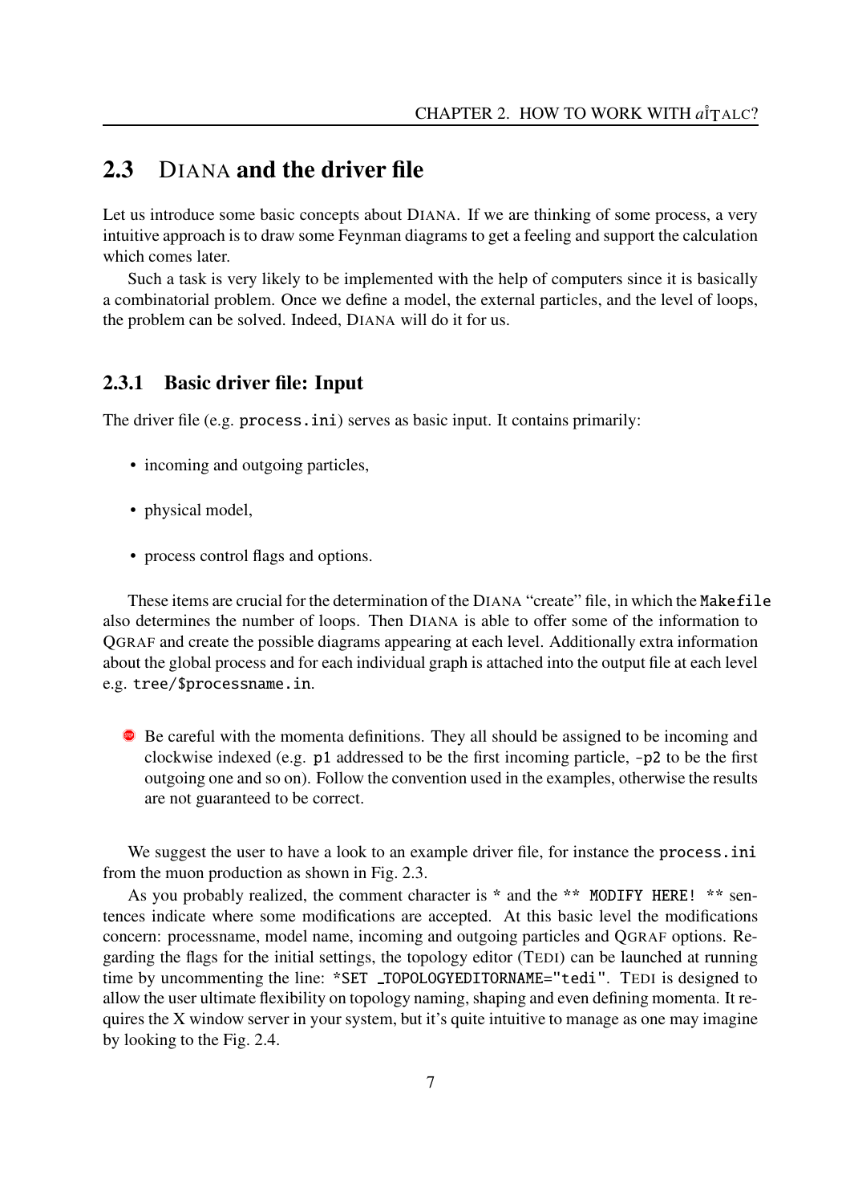## 2.3 DIANA and the driver file

Let us introduce some basic concepts about DIANA. If we are thinking of some process, a very intuitive approach is to draw some Feynman diagrams to get a feeling and support the calculation which comes later.

Such a task is very likely to be implemented with the help of computers since it is basically a combinatorial problem. Once we define a model, the external particles, and the level of loops, the problem can be solved. Indeed, DIANA will do it for us.

### 2.3.1 Basic driver file: Input

The driver file (e.g. `process.ini`) serves as basic input. It contains primarily:

- incoming and outgoing particles,
- physical model,
- process control flags and options.

These items are crucial for the determination of the DIANA "create" file, in which the `Makefile` also determines the number of loops. Then DIANA is able to offer some of the information to QGRAF and create the possible diagrams appearing at each level. Additionally extra information about the global process and for each individual graph is attached into the output file at each level e.g. `tree/$processname.in`.

- Be careful with the momenta definitions. They all should be assigned to be incoming and clockwise indexed (e.g. `p1` addressed to be the first incoming particle, `-p2` to be the first outgoing one and so on). Follow the convention used in the examples, otherwise the results are not guaranteed to be correct.

We suggest the user to have a look to an example driver file, for instance the `process.ini` from the muon production as shown in Fig. 2.3.

As you probably realized, the comment character is `*` and the `** MODIFY HERE! **` sentences indicate where some modifications are accepted. At this basic level the modifications concern: processname, model name, incoming and outgoing particles and QGRAF options. Regarding the flags for the initial settings, the topology editor (TEDI) can be launched at running time by uncommenting the line: `*SET _TOPOLOGYEDITORNAME="tedi"`. TEDI is designed to allow the user ultimate flexibility on topology naming, shaping and even defining momenta. It requires the X window server in your system, but it's quite intuitive to manage as one may imagine by looking to the Fig. 2.4.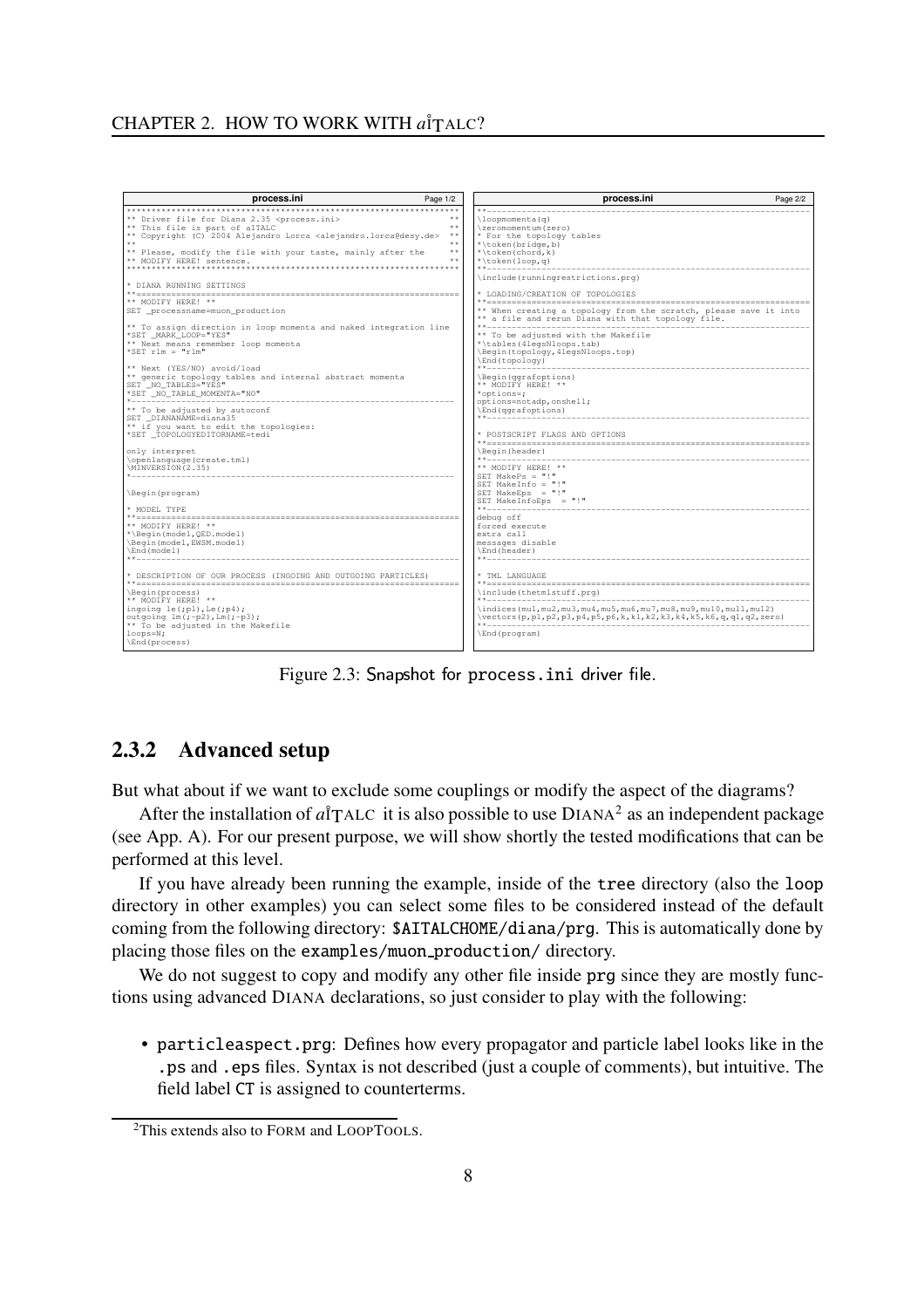```
process.ini                                                        Page 1/2
*****************************************************************
** Driver file for Diana 2.35 <process.ini>                      **
** This file is part of aITALC                                   **
** Copyright (C) 2004 Alejandro Lorca <alejandro.lorca@desy.de>  **
**                                                               **
** Please, modify the file with your taste, mainly after the    **
** MODIFY HERE! sentence.                                        **
*****************************************************************

* DIANA RUNNING SETTINGS
**===============================================================
** MODIFY HERE! **
SET _processname=muon_production

** To assign direction in loop momenta and naked integration line
*SET _MARK_LOOP="YES"
** Next means remember loop momenta
*SET rlm = "rlm"

** Next (YES/NO) avoid/load
** generic topology tables and internal abstract momenta
SET _NO_TABLES="YES"
*SET _NO_TABLE_MOMENTA="NO"
*---------------------------------------------------------------
** To be adjusted by autoconf
SET _DIANANAME=diana35
** if you want to edit the topologies:
*SET _TOPOLOGYEDITORNAME=tedi

only interpret
\openlanguage(create.tml)
\MINVERSION(2.35)
*---------------------------------------------------------------

\Begin(program)

* MODEL TYPE
**===============================================================
** MODIFY HERE! **
*\Begin(model,QED.model)
\Begin(model,EWSM.model)
\End(model)
**-------------------------------------------------------------

* DESCRIPTION OF OUR PROCESS (INGOING AND OUTGOING PARTICLES)
**===============================================================
\Begin(process)
** MODIFY HERE! **
ingoing le(;p1),Le(;p4);
outgoing lm(;-p2),Lm(;-p3);
** To be adjusted in the Makefile
loops=N;
\End(process)
```

```
process.ini                                                        Page 2/2
**-------------------------------------------------------------
\loopmomenta(q)
\zeromomentum(zero)
* For the topology tables
*\token(bridge,b)
*\token(chord,k)
*\token(loop,q)
**-------------------------------------------------------------
\include(runningrestrictions.prg)

* LOADING/CREATION OF TOPOLOGIES
**===============================================================
** When creating a topology from the scratch, please save it into
** a file and rerun Diana with that topology file.
**-------------------------------------------------------------
** To be adjusted with the Makefile
*\tables(4legsNloops.tab)
\Begin(topology,4legsNloops.top)
\End(topology)
**-------------------------------------------------------------
\Begin(qgrafoptions)
** MODIFY HERE! **
*options=;
options=notadp,onshell;
\End(qgrafoptions)
**-------------------------------------------------------------

* POSTSCRIPT FLAGS AND OPTIONS
**===============================================================
\Begin(header)
**-------------------------------------------------------------
** MODIFY HERE! **
SET MakePs = "!"
SET MakeInfo = "!"
SET MakeEps  = "!"
SET MakeInfoEps  = "!"
**-------------------------------------------------------------
debug off
forced execute
extra call
messages disable
\End(header)
**-------------------------------------------------------------

* TML LANGUAGE
**===============================================================
\include(thetmlstuff.prg)
**-------------------------------------------------------------
\indices(mu1,mu2,mu3,mu4,mu5,mu6,mu7,mu8,mu9,mu10,mu11,mu12)
\vectors(p,p1,p2,p3,p4,p5,p6,k,k1,k2,k3,k4,k5,k6,q,q1,q2,zero)
**-------------------------------------------------------------
\End(program)
```

Figure 2.3: Snapshot for process.ini driver file.

### 2.3.2 Advanced setup

But what about if we want to exclude some couplings or modify the aspect of the diagrams?

After the installation of *a*I̊TALC it is also possible to use DIANA[2] as an independent package (see App. A). For our present purpose, we will show shortly the tested modifications that can be performed at this level.

If you have already been running the example, inside of the tree directory (also the loop directory in other examples) you can select some files to be considered instead of the default coming from the following directory: $AITALCHOME/diana/prg. This is automatically done by placing those files on the examples/muon_production/ directory.

We do not suggest to copy and modify any other file inside prg since they are mostly functions using advanced DIANA declarations, so just consider to play with the following:

- particleaspect.prg: Defines how every propagator and particle label looks like in the .ps and .eps files. Syntax is not described (just a couple of comments), but intuitive. The field label CT is assigned to counterterms.

[2] This extends also to FORM and LOOPTOOLS.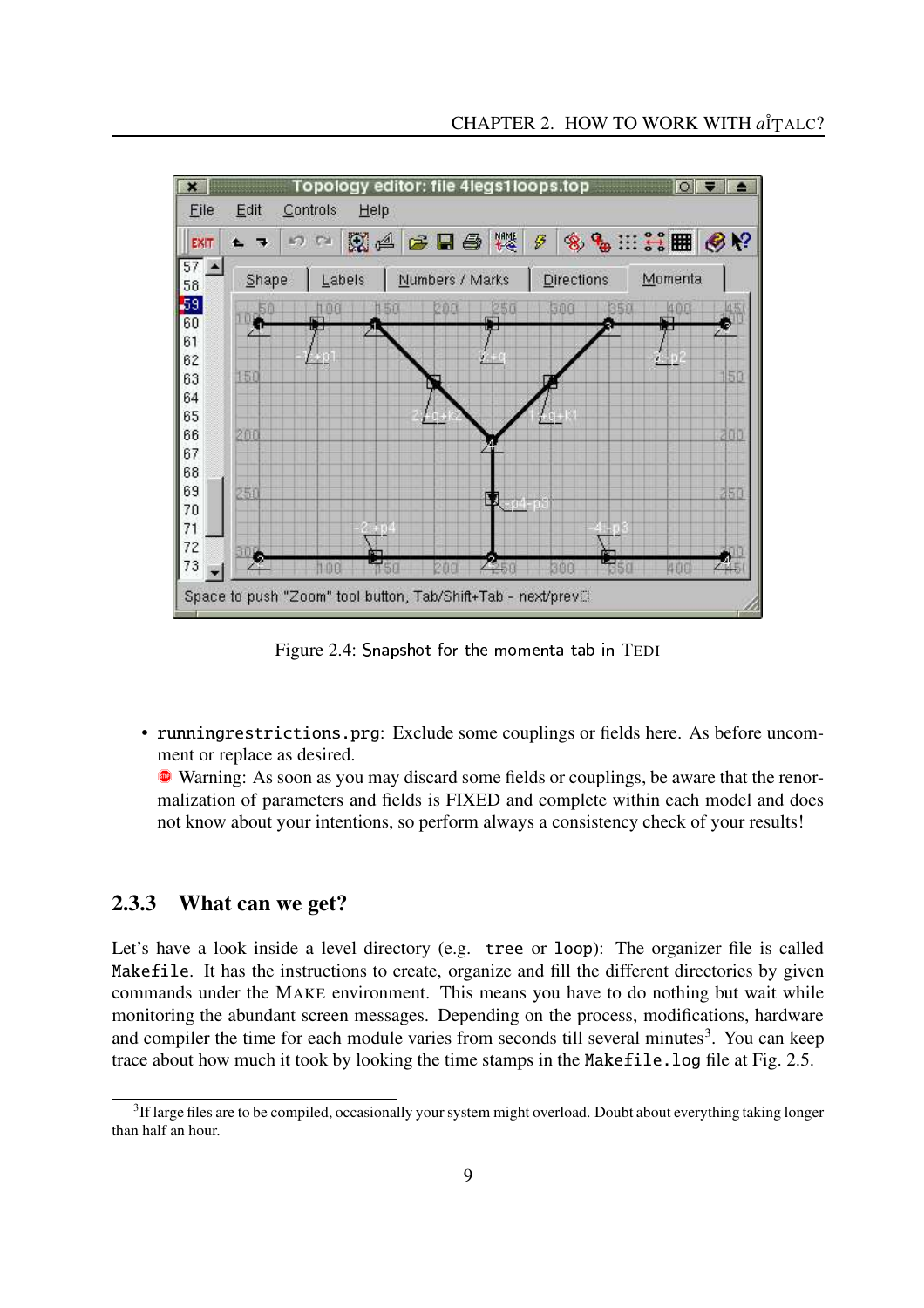Figure 2.4: Snapshot for the momenta tab in TEDI

- `runningrestrictions.prg`: Exclude some couplings or fields here. As before uncomment or replace as desired.
  Warning: As soon as you may discard some fields or couplings, be aware that the renormalization of parameters and fields is FIXED and complete within each model and does not know about your intentions, so perform always a consistency check of your results!

### 2.3.3 What can we get?

Let's have a look inside a level directory (e.g. `tree` or `loop`): The organizer file is called `Makefile`. It has the instructions to create, organize and fill the different directories by given commands under the MAKE environment. This means you have to do nothing but wait while monitoring the abundant screen messages. Depending on the process, modifications, hardware and compiler the time for each module varies from seconds till several minutes[3]. You can keep trace about how much it took by looking the time stamps in the `Makefile.log` file at Fig. 2.5.

[3]If large files are to be compiled, occasionally your system might overload. Doubt about everything taking longer than half an hour.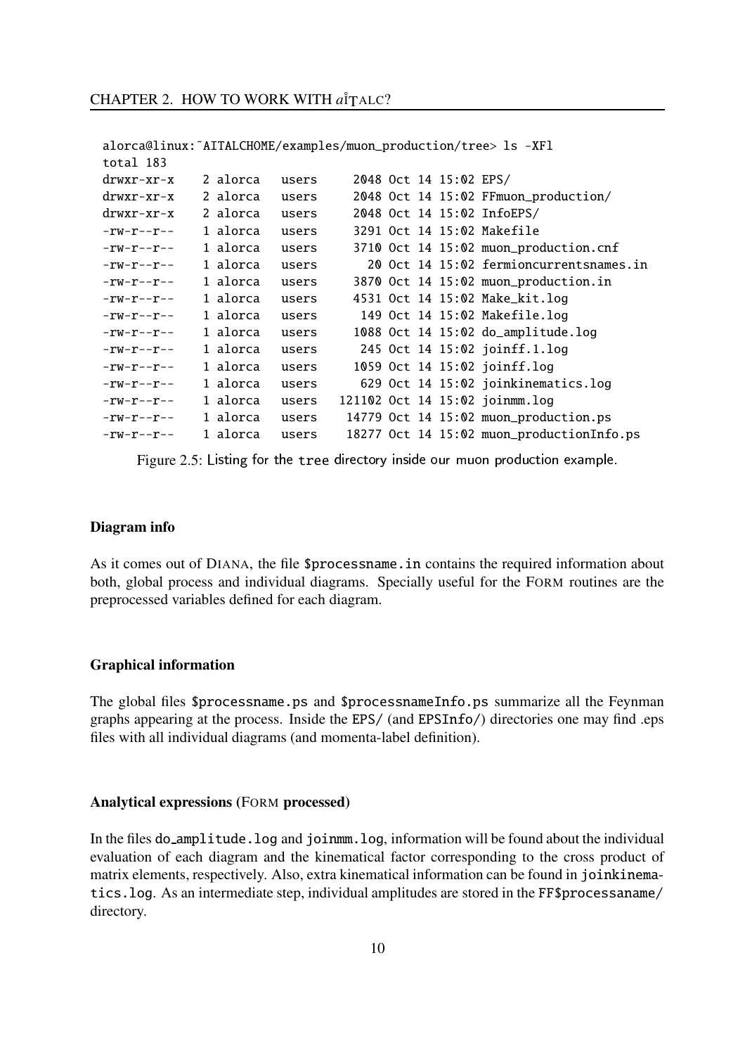```
alorca@linux:~AITALCHOME/examples/muon_production/tree> ls -XFl
total 183
drwxr-xr-x    2 alorca   users     2048 Oct 14 15:02 EPS/
drwxr-xr-x    2 alorca   users     2048 Oct 14 15:02 FFmuon_production/
drwxr-xr-x    2 alorca   users     2048 Oct 14 15:02 InfoEPS/
-rw-r--r--    1 alorca   users     3291 Oct 14 15:02 Makefile
-rw-r--r--    1 alorca   users     3710 Oct 14 15:02 muon_production.cnf
-rw-r--r--    1 alorca   users       20 Oct 14 15:02 fermioncurrentsnames.in
-rw-r--r--    1 alorca   users     3870 Oct 14 15:02 muon_production.in
-rw-r--r--    1 alorca   users     4531 Oct 14 15:02 Make_kit.log
-rw-r--r--    1 alorca   users      149 Oct 14 15:02 Makefile.log
-rw-r--r--    1 alorca   users     1088 Oct 14 15:02 do_amplitude.log
-rw-r--r--    1 alorca   users      245 Oct 14 15:02 joinff.1.log
-rw-r--r--    1 alorca   users     1059 Oct 14 15:02 joinff.log
-rw-r--r--    1 alorca   users      629 Oct 14 15:02 joinkinematics.log
-rw-r--r--    1 alorca   users   121102 Oct 14 15:02 joinmm.log
-rw-r--r--    1 alorca   users    14779 Oct 14 15:02 muon_production.ps
-rw-r--r--    1 alorca   users    18277 Oct 14 15:02 muon_productionInfo.ps
```

Figure 2.5: Listing for the `tree` directory inside our muon production example.

#### Diagram info

As it comes out of DIANA, the file `$processname.in` contains the required information about both, global process and individual diagrams. Specially useful for the FORM routines are the preprocessed variables defined for each diagram.

#### Graphical information

The global files `$processname.ps` and `$processnameInfo.ps` summarize all the Feynman graphs appearing at the process. Inside the `EPS/` (and `EPSInfo/`) directories one may find .eps files with all individual diagrams (and momenta-label definition).

#### Analytical expressions (FORM processed)

In the files `do_amplitude.log` and `joinmm.log`, information will be found about the individual evaluation of each diagram and the kinematical factor corresponding to the cross product of matrix elements, respectively. Also, extra kinematical information can be found in `joinkinematics.log`. As an intermediate step, individual amplitudes are stored in the `FF$processaname/` directory.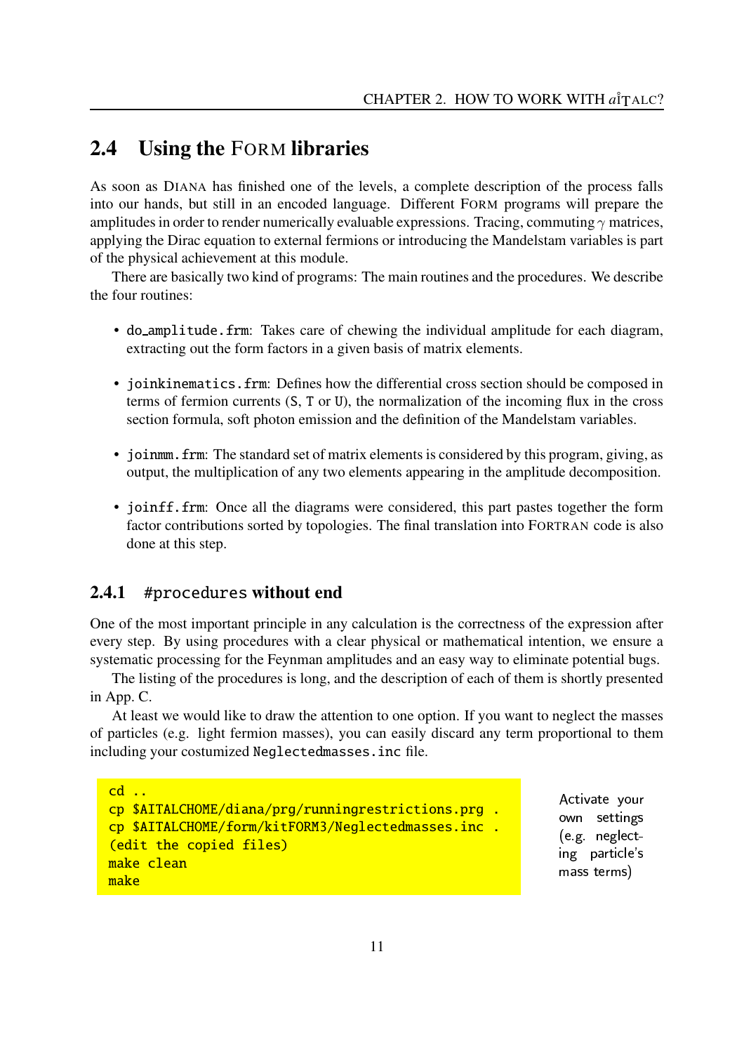## 2.4 Using the FORM libraries

As soon as DIANA has finished one of the levels, a complete description of the process falls into our hands, but still in an encoded language. Different FORM programs will prepare the amplitudes in order to render numerically evaluable expressions. Tracing, commuting $\gamma$ matrices, applying the Dirac equation to external fermions or introducing the Mandelstam variables is part of the physical achievement at this module.

There are basically two kind of programs: The main routines and the procedures. We describe the four routines:

- `do_amplitude.frm`: Takes care of chewing the individual amplitude for each diagram, extracting out the form factors in a given basis of matrix elements.
- `joinkinematics.frm`: Defines how the differential cross section should be composed in terms of fermion currents (`S`, `T` or `U`), the normalization of the incoming flux in the cross section formula, soft photon emission and the definition of the Mandelstam variables.
- `joinmm.frm`: The standard set of matrix elements is considered by this program, giving, as output, the multiplication of any two elements appearing in the amplitude decomposition.
- `joinff.frm`: Once all the diagrams were considered, this part pastes together the form factor contributions sorted by topologies. The final translation into FORTRAN code is also done at this step.

### 2.4.1 `#procedures` without end

One of the most important principle in any calculation is the correctness of the expression after every step. By using procedures with a clear physical or mathematical intention, we ensure a systematic processing for the Feynman amplitudes and an easy way to eliminate potential bugs.

The listing of the procedures is long, and the description of each of them is shortly presented in App. C.

At least we would like to draw the attention to one option. If you want to neglect the masses of particles (e.g. light fermion masses), you can easily discard any term proportional to them including your costumized `Neglectedmasses.inc` file.

```
cd ..
cp $AITALCHOME/diana/prg/runningrestrictions.prg .
cp $AITALCHOME/form/kitFORM3/Neglectedmasses.inc .
(edit the copied files)
make clean
make
```

Activate your own settings (e.g. neglecting particle's mass terms)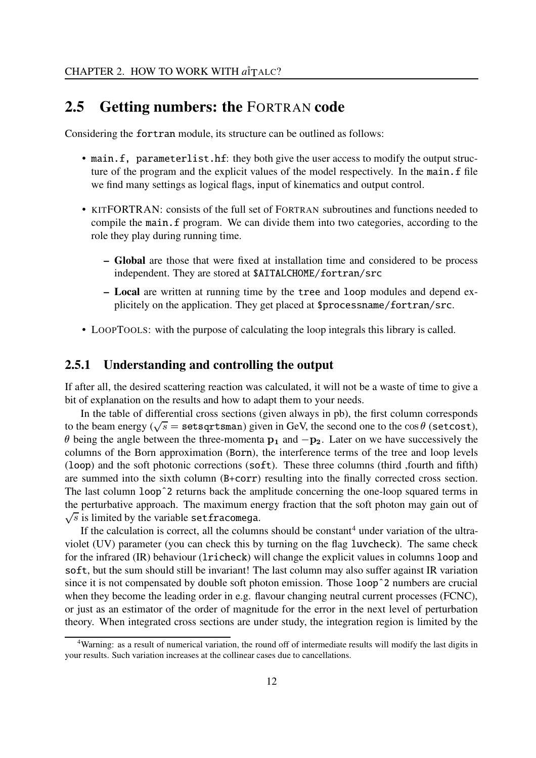## 2.5 Getting numbers: the FORTRAN code

Considering the fortran module, its structure can be outlined as follows:

- main.f, parameterlist.hf: they both give the user access to modify the output structure of the program and the explicit values of the model respectively. In the main.f file we find many settings as logical flags, input of kinematics and output control.
- KITFORTRAN: consists of the full set of FORTRAN subroutines and functions needed to compile the main.f program. We can divide them into two categories, according to the role they play during running time.
  - **Global** are those that were fixed at installation time and considered to be process independent. They are stored at $AITALCHOME/fortran/src
  - **Local** are written at running time by the tree and loop modules and depend explicitely on the application. They get placed at $processname/fortran/src.
- LOOPTOOLS: with the purpose of calculating the loop integrals this library is called.

### 2.5.1 Understanding and controlling the output

If after all, the desired scattering reaction was calculated, it will not be a waste of time to give a bit of explanation on the results and how to adapt them to your needs.

In the table of differential cross sections (given always in pb), the first column corresponds to the beam energy ($\sqrt{s} =$ setsqrtsman) given in GeV, the second one to the $\cos\theta$ (setcost), $\theta$ being the angle between the three-momenta $\mathbf{p_1}$ and $-\mathbf{p_2}$. Later on we have successively the columns of the Born approximation (Born), the interference terms of the tree and loop levels (loop) and the soft photonic corrections (soft). These three columns (third ,fourth and fifth) are summed into the sixth column (B+corr) resulting into the finally corrected cross section. The last column loop^2 returns back the amplitude concerning the one-loop squared terms in the perturbative approach. The maximum energy fraction that the soft photon may gain out of $\sqrt{s}$ is limited by the variable setfracomega.

If the calculation is correct, all the columns should be constant[4] under variation of the ultraviolet (UV) parameter (you can check this by turning on the flag luvcheck). The same check for the infrared (IR) behaviour (lricheck) will change the explicit values in columns loop and soft, but the sum should still be invariant! The last column may also suffer against IR variation since it is not compensated by double soft photon emission. Those loop^2 numbers are crucial when they become the leading order in e.g. flavour changing neutral current processes (FCNC), or just as an estimator of the order of magnitude for the error in the next level of perturbation theory. When integrated cross sections are under study, the integration region is limited by the

[4] Warning: as a result of numerical variation, the round off of intermediate results will modify the last digits in your results. Such variation increases at the collinear cases due to cancellations.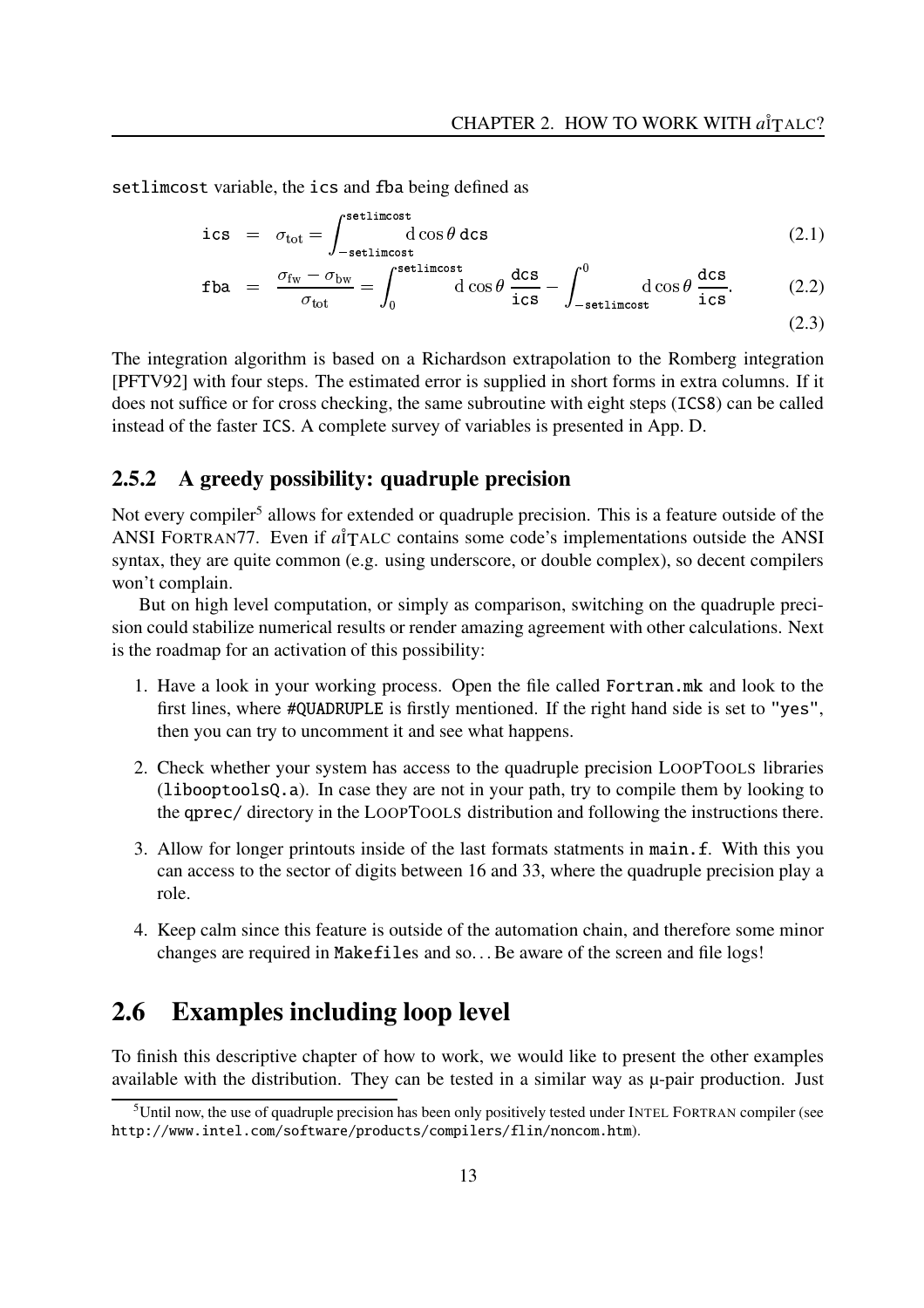setlimcost variable, the ics and fba being defined as

$$\texttt{ics} = \sigma_{\rm tot} = \int_{-\texttt{setlimcost}}^{\texttt{setlimcost}} \mathrm{d}\cos\theta\, \texttt{dcs} \tag{2.1}$$

$$\texttt{fba} = \frac{\sigma_{\rm fw} - \sigma_{\rm bw}}{\sigma_{\rm tot}} = \int_{0}^{\texttt{setlimcost}} \mathrm{d}\cos\theta\, \frac{\texttt{dcs}}{\texttt{ics}} - \int_{-\texttt{setlimcost}}^{0} \mathrm{d}\cos\theta\, \frac{\texttt{dcs}}{\texttt{ics}}. \tag{2.2}$$

$$\tag{2.3}$$

The integration algorithm is based on a Richardson extrapolation to the Romberg integration [PFTV92] with four steps. The estimated error is supplied in short forms in extra columns. If it does not suffice or for cross checking, the same subroutine with eight steps (ICS8) can be called instead of the faster ICS. A complete survey of variables is presented in App. D.

### 2.5.2 A greedy possibility: quadruple precision

Not every compiler[5] allows for extended or quadruple precision. This is a feature outside of the ANSI FORTRAN77. Even if *a*ȈTALC contains some code's implementations outside the ANSI syntax, they are quite common (e.g. using underscore, or double complex), so decent compilers won't complain.

But on high level computation, or simply as comparison, switching on the quadruple precision could stabilize numerical results or render amazing agreement with other calculations. Next is the roadmap for an activation of this possibility:

1. Have a look in your working process. Open the file called Fortran.mk and look to the first lines, where #QUADRUPLE is firstly mentioned. If the right hand side is set to "yes", then you can try to uncomment it and see what happens.
2. Check whether your system has access to the quadruple precision LOOPTOOLS libraries (libooptoolsQ.a). In case they are not in your path, try to compile them by looking to the qprec/ directory in the LOOPTOOLS distribution and following the instructions there.
3. Allow for longer printouts inside of the last formats statments in main.f. With this you can access to the sector of digits between 16 and 33, where the quadruple precision play a role.
4. Keep calm since this feature is outside of the automation chain, and therefore some minor changes are required in Makefiles and so... Be aware of the screen and file logs!

## 2.6 Examples including loop level

To finish this descriptive chapter of how to work, we would like to present the other examples available with the distribution. They can be tested in a similar way as μ-pair production. Just

[5] Until now, the use of quadruple precision has been only positively tested under INTEL FORTRAN compiler (see http://www.intel.com/software/products/compilers/flin/noncom.htm).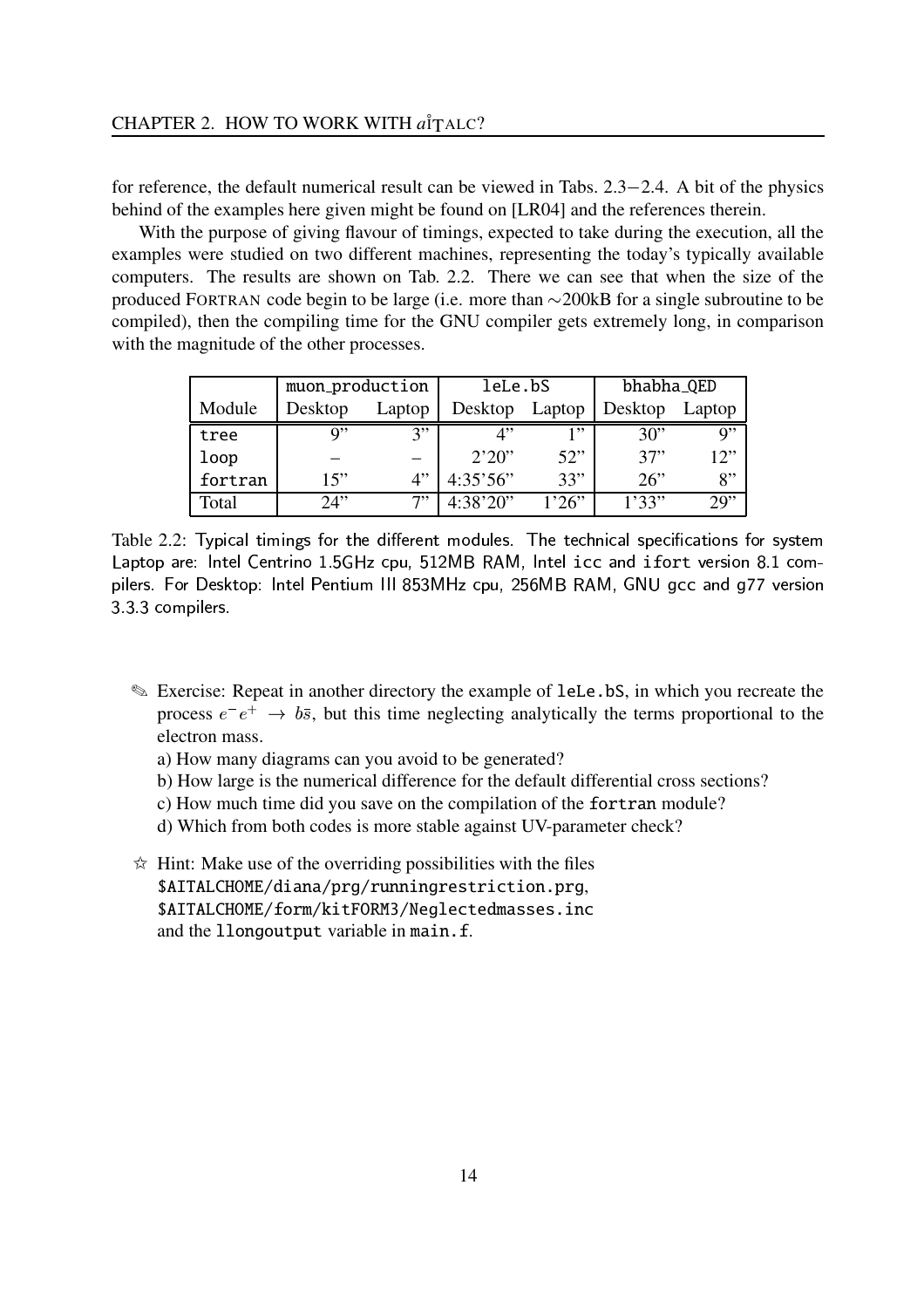for reference, the default numerical result can be viewed in Tabs. 2.3−2.4. A bit of the physics behind of the examples here given might be found on [LR04] and the references therein.

With the purpose of giving flavour of timings, expected to take during the execution, all the examples were studied on two different machines, representing the today's typically available computers. The results are shown on Tab. 2.2. There we can see that when the size of the produced FORTRAN code begin to be large (i.e. more than ∼200kB for a single subroutine to be compiled), then the compiling time for the GNU compiler gets extremely long, in comparison with the magnitude of the other processes.

| | `muon_production` | | `leLe.bS` | | `bhabha_QED` | |
|---|---|---|---|---|---|---|
| Module | Desktop | Laptop | Desktop | Laptop | Desktop | Laptop |
| `tree` | 9" | 3" | 4" | 1" | 30" | 9" |
| `loop` | – | – | 2'20" | 52" | 37" | 12" |
| `fortran` | 15" | 4" | 4:35'56" | 33" | 26" | 8" |
| Total | 24" | 7" | 4:38'20" | 1'26" | 1'33" | 29" |

Table 2.2: Typical timings for the different modules. The technical specifications for system Laptop are: Intel Centrino 1.5GHz cpu, 512MB RAM, Intel icc and ifort version 8.1 compilers. For Desktop: Intel Pentium III 853MHz cpu, 256MB RAM, GNU gcc and g77 version 3.3.3 compilers.

✎ Exercise: Repeat in another directory the example of `leLe.bS`, in which you recreate the process $e^- e^+ \rightarrow b\bar{s}$, but this time neglecting analytically the terms proportional to the electron mass.

a) How many diagrams can you avoid to be generated?

b) How large is the numerical difference for the default differential cross sections?

c) How much time did you save on the compilation of the `fortran` module?

d) Which from both codes is more stable against UV-parameter check?

☆ Hint: Make use of the overriding possibilities with the files
`$AITALCHOME/diana/prg/runningrestriction.prg`,
`$AITALCHOME/form/kitFORM3/Neglectedmasses.inc`
and the `llongoutput` variable in `main.f`.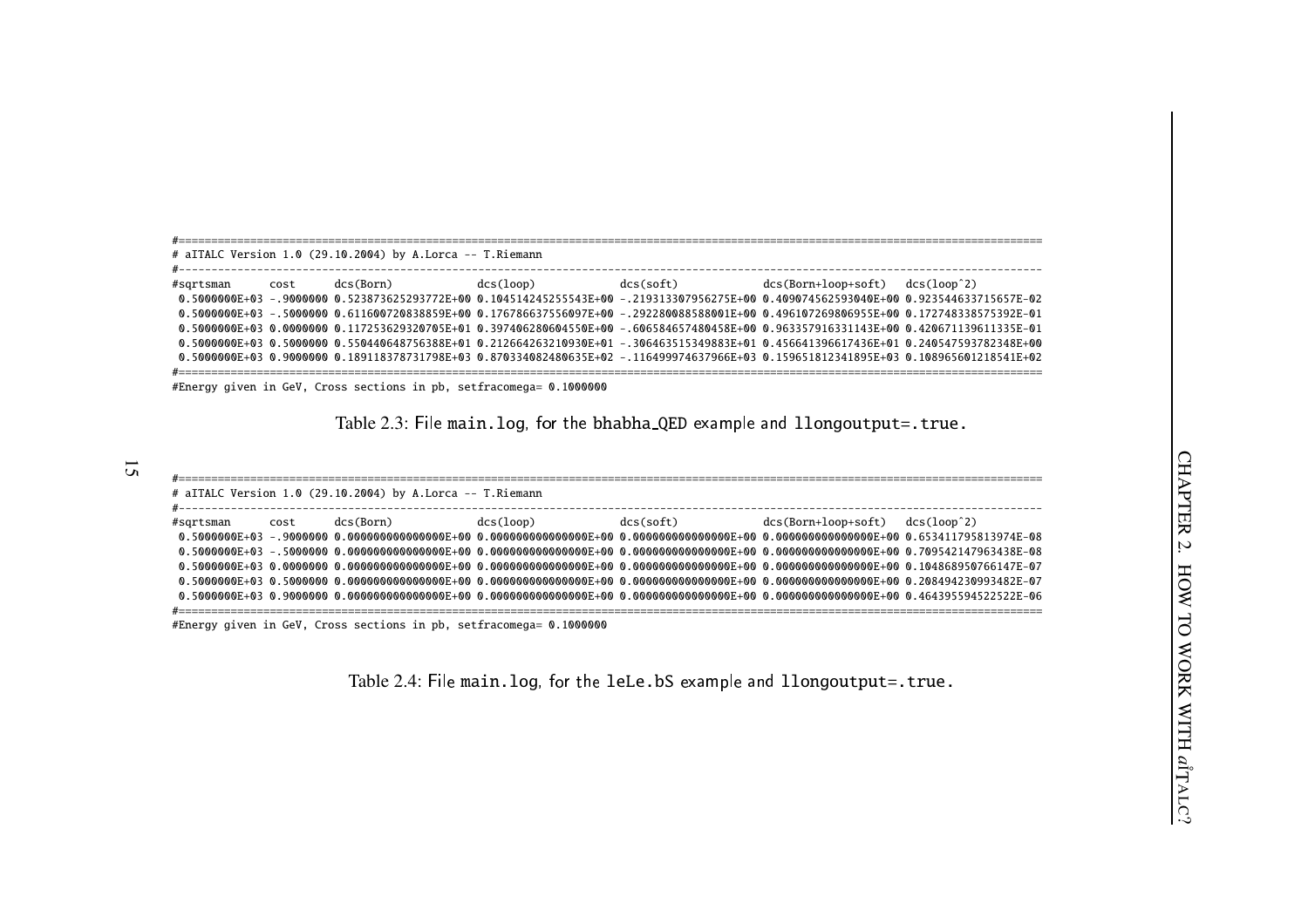```
#===================================================================================================================================
# aITALC Version 1.0 (29.10.2004) by A.Lorca -- T.Riemann
#-----------------------------------------------------------------------------------------------------------------------------------
#sqrtsman      cost      dcs(Born)              dcs(loop)              dcs(soft)              dcs(Born+loop+soft)   dcs(loop^2)
 0.5000000E+03 -.9000000 0.523873625293772E+00 0.104514245255543E+00 -.219313307956275E+00 0.409074562593040E+00 0.923544633715657E-02
 0.5000000E+03 -.5000000 0.611600720838859E+00 0.176786637556097E+00 -.292280088588001E+00 0.496107269806955E+00 0.172748338575392E-01
 0.5000000E+03 0.0000000 0.117253629320705E+01 0.397406280604550E+00 -.606584657480458E+00 0.963357916331143E+00 0.420671139611335E-01
 0.5000000E+03 0.5000000 0.550440648756388E+01 0.212664263210930E+01 -.306463515349883E+01 0.456641396617436E+01 0.240547593782348E+00
 0.5000000E+03 0.9000000 0.189118378731798E+03 0.870334082480635E+02 -.116499974637966E+03 0.159651812341895E+03 0.108965601218541E+02
#===================================================================================================================================
#Energy given in GeV, Cross sections in pb, setfracomega= 0.1000000
```

Table 2.3: File main.log, for the bhabha_QED example and llongoutput=.true.

```
#===================================================================================================================================
# aITALC Version 1.0 (29.10.2004) by A.Lorca -- T.Riemann
#-----------------------------------------------------------------------------------------------------------------------------------
#sqrtsman      cost      dcs(Born)              dcs(loop)              dcs(soft)              dcs(Born+loop+soft)   dcs(loop^2)
 0.5000000E+03 -.9000000 0.000000000000000E+00 0.000000000000000E+00 0.000000000000000E+00 0.000000000000000E+00 0.653411795813974E-08
 0.5000000E+03 -.5000000 0.000000000000000E+00 0.000000000000000E+00 0.000000000000000E+00 0.000000000000000E+00 0.709542147963438E-08
 0.5000000E+03 0.0000000 0.000000000000000E+00 0.000000000000000E+00 0.000000000000000E+00 0.000000000000000E+00 0.104868950766147E-07
 0.5000000E+03 0.5000000 0.000000000000000E+00 0.000000000000000E+00 0.000000000000000E+00 0.000000000000000E+00 0.208494230993482E-07
 0.5000000E+03 0.9000000 0.000000000000000E+00 0.000000000000000E+00 0.000000000000000E+00 0.000000000000000E+00 0.464395594522522E-06
#===================================================================================================================================
#Energy given in GeV, Cross sections in pb, setfracomega= 0.1000000
```

Table 2.4: File main.log, for the leLe.bS example and llongoutput=.true.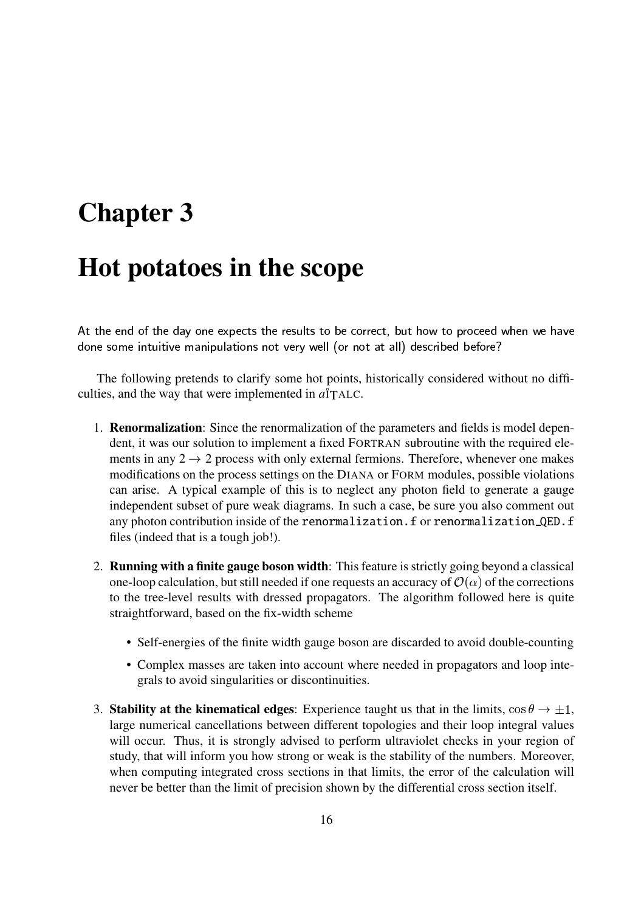# Chapter 3

# Hot potatoes in the scope

At the end of the day one expects the results to be correct, but how to proceed when we have done some intuitive manipulations not very well (or not at all) described before?

The following pretends to clarify some hot points, historically considered without no difficulties, and the way that were implemented in *a*ȈTALC.

1. **Renormalization**: Since the renormalization of the parameters and fields is model dependent, it was our solution to implement a fixed FORTRAN subroutine with the required elements in any $2 \to 2$ process with only external fermions. Therefore, whenever one makes modifications on the process settings on the DIANA or FORM modules, possible violations can arise. A typical example of this is to neglect any photon field to generate a gauge independent subset of pure weak diagrams. In such a case, be sure you also comment out any photon contribution inside of the `renormalization.f` or `renormalization_QED.f` files (indeed that is a tough job!).

2. **Running with a finite gauge boson width**: This feature is strictly going beyond a classical one-loop calculation, but still needed if one requests an accuracy of $\mathcal{O}(\alpha)$ of the corrections to the tree-level results with dressed propagators. The algorithm followed here is quite straightforward, based on the fix-width scheme

   - Self-energies of the finite width gauge boson are discarded to avoid double-counting
   - Complex masses are taken into account where needed in propagators and loop integrals to avoid singularities or discontinuities.

3. **Stability at the kinematical edges**: Experience taught us that in the limits, $\cos\theta \to \pm 1$, large numerical cancellations between different topologies and their loop integral values will occur. Thus, it is strongly advised to perform ultraviolet checks in your region of study, that will inform you how strong or weak is the stability of the numbers. Moreover, when computing integrated cross sections in that limits, the error of the calculation will never be better than the limit of precision shown by the differential cross section itself.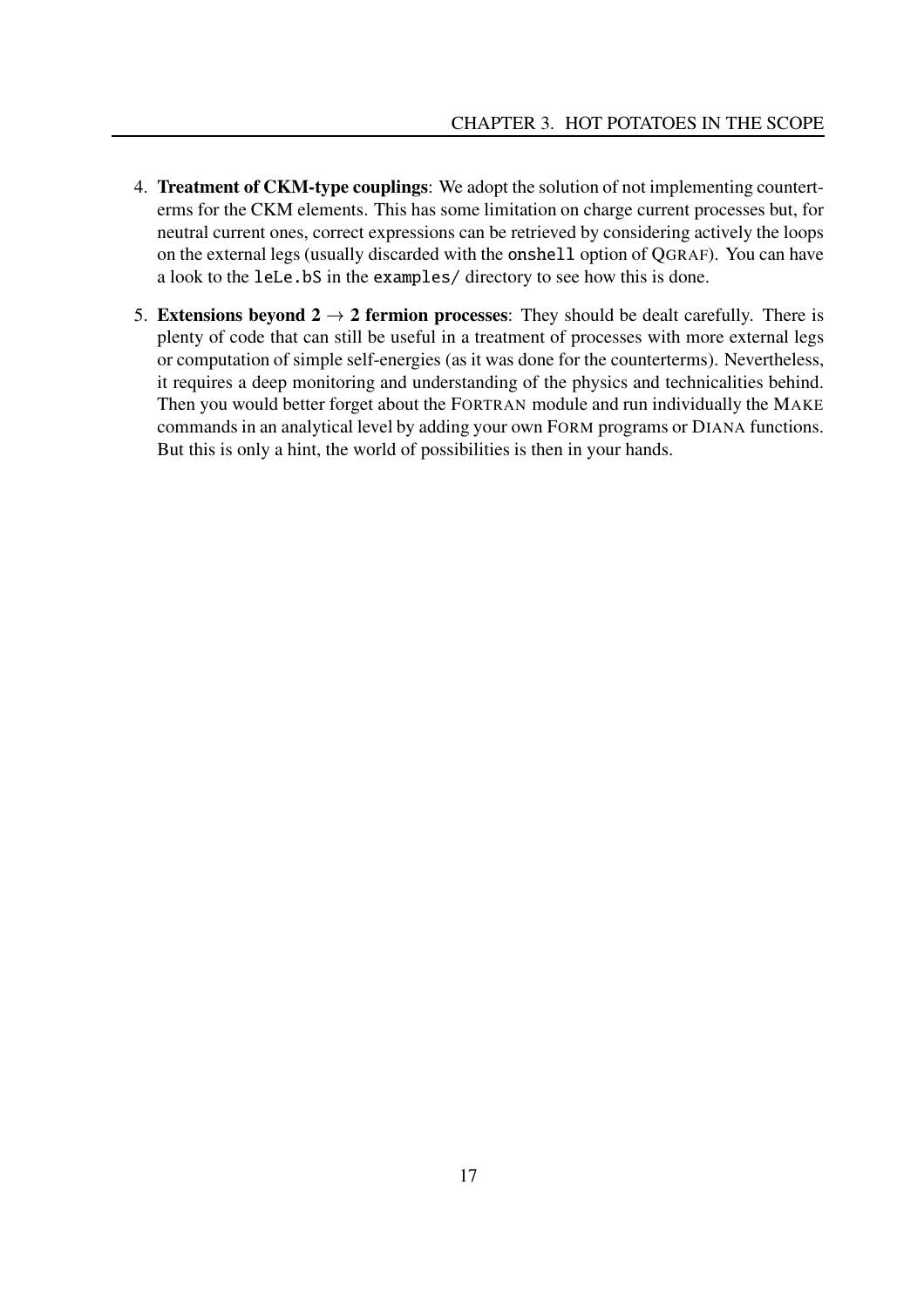4. **Treatment of CKM-type couplings**: We adopt the solution of not implementing counterterms for the CKM elements. This has some limitation on charge current processes but, for neutral current ones, correct expressions can be retrieved by considering actively the loops on the external legs (usually discarded with the `onshell` option of QGRAF). You can have a look to the `leLe.bS` in the `examples/` directory to see how this is done.

5. **Extensions beyond 2 → 2 fermion processes**: They should be dealt carefully. There is plenty of code that can still be useful in a treatment of processes with more external legs or computation of simple self-energies (as it was done for the counterterms). Nevertheless, it requires a deep monitoring and understanding of the physics and technicalities behind. Then you would better forget about the FORTRAN module and run individually the MAKE commands in an analytical level by adding your own FORM programs or DIANA functions. But this is only a hint, the world of possibilities is then in your hands.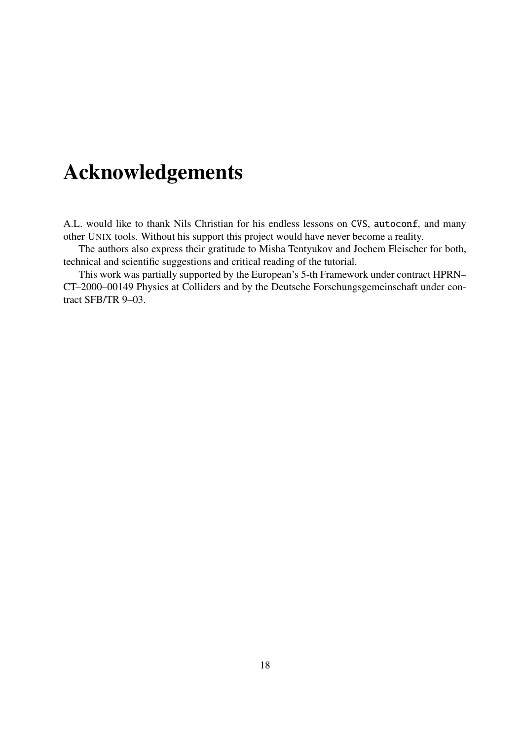# Acknowledgements

A.L. would like to thank Nils Christian for his endless lessons on `CVS`, `autoconf`, and many other UNIX tools. Without his support this project would have never become a reality.

The authors also express their gratitude to Misha Tentyukov and Jochem Fleischer for both, technical and scientific suggestions and critical reading of the tutorial.

This work was partially supported by the European's 5-th Framework under contract HPRN–CT–2000–00149 Physics at Colliders and by the Deutsche Forschungsgemeinschaft under contract SFB/TR 9–03.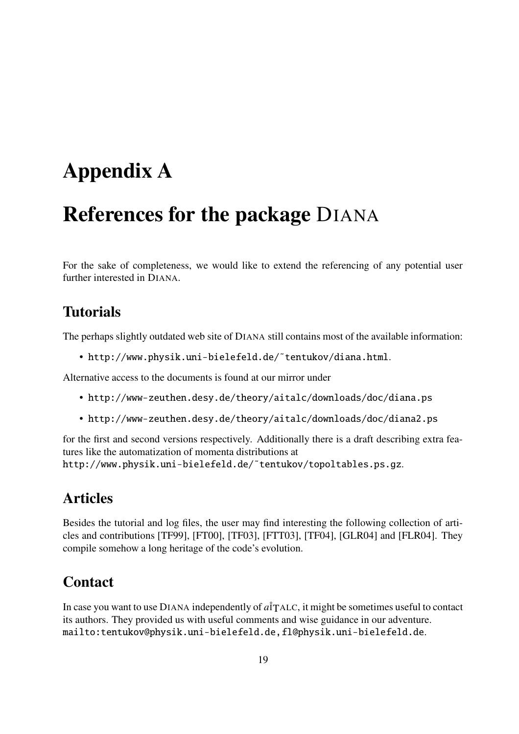# Appendix A

# References for the package DIANA

For the sake of completeness, we would like to extend the referencing of any potential user further interested in DIANA.

## Tutorials

The perhaps slightly outdated web site of DIANA still contains most of the available information:

- http://www.physik.uni-bielefeld.de/~tentukov/diana.html.

Alternative access to the documents is found at our mirror under

- http://www-zeuthen.desy.de/theory/aitalc/downloads/doc/diana.ps
- http://www-zeuthen.desy.de/theory/aitalc/downloads/doc/diana2.ps

for the first and second versions respectively. Additionally there is a draft describing extra features like the automatization of momenta distributions at http://www.physik.uni-bielefeld.de/~tentukov/topoltables.ps.gz.

## Articles

Besides the tutorial and log files, the user may find interesting the following collection of articles and contributions [TF99], [FT00], [TF03], [FTT03], [TF04], [GLR04] and [FLR04]. They compile somehow a long heritage of the code's evolution.

## Contact

In case you want to use DIANA independently of *a*i̊ṮALC, it might be sometimes useful to contact its authors. They provided us with useful comments and wise guidance in our adventure. mailto:tentukov@physik.uni-bielefeld.de, fl@physik.uni-bielefeld.de.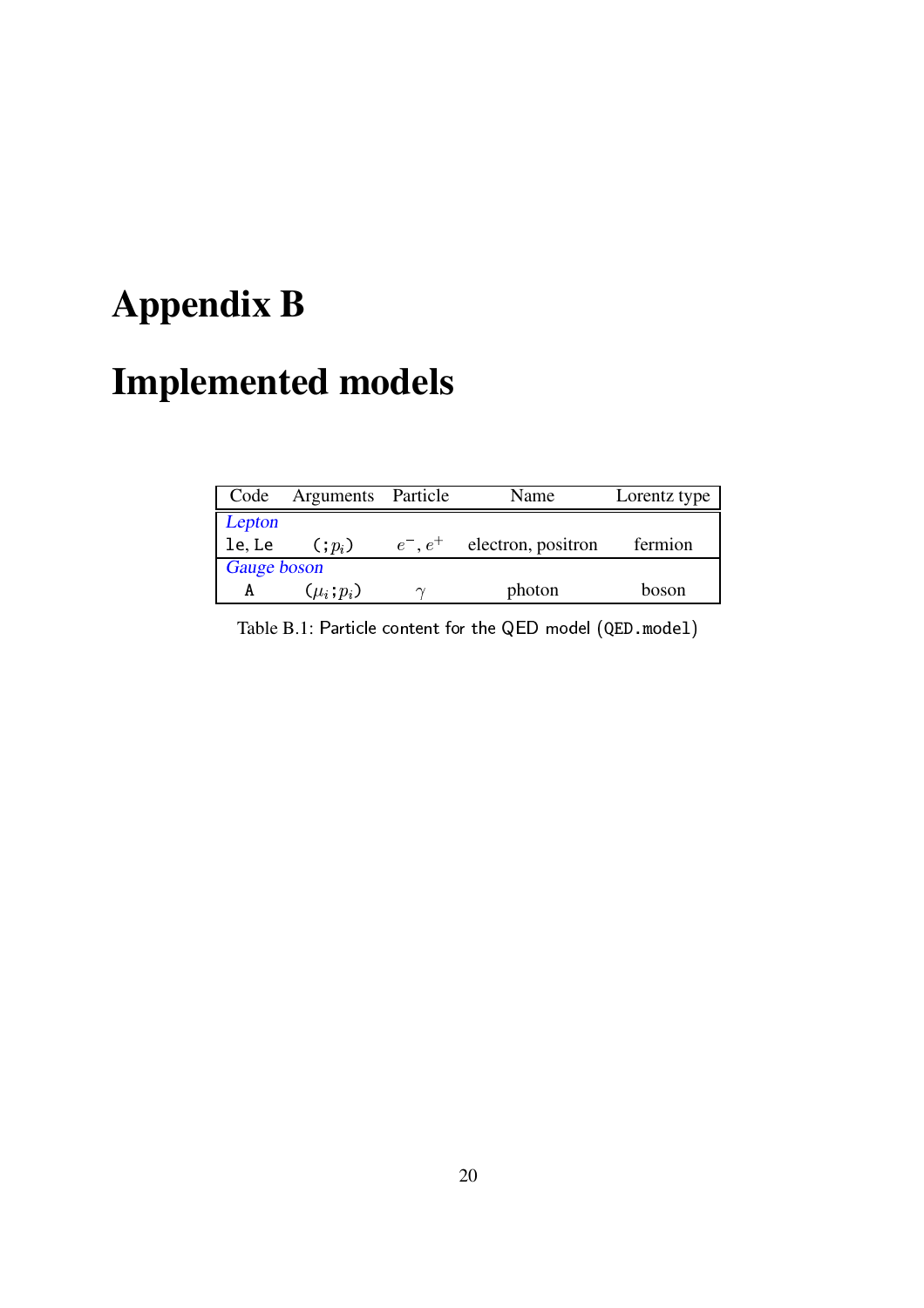# Appendix B

# Implemented models

| Code | Arguments | Particle | Name | Lorentz type |
|---|---|---|---|---|
| *Lepton* | | | | |
| `le`, `Le` | `(;`$p_i$`)` | $e^-$, $e^+$ | electron, positron | fermion |
| *Gauge boson* | | | | |
| `A` | `(`$\mu_i$`;`$p_i$`)` | $\gamma$ | photon | boson |

Table B.1: Particle content for the QED model (`QED.model`)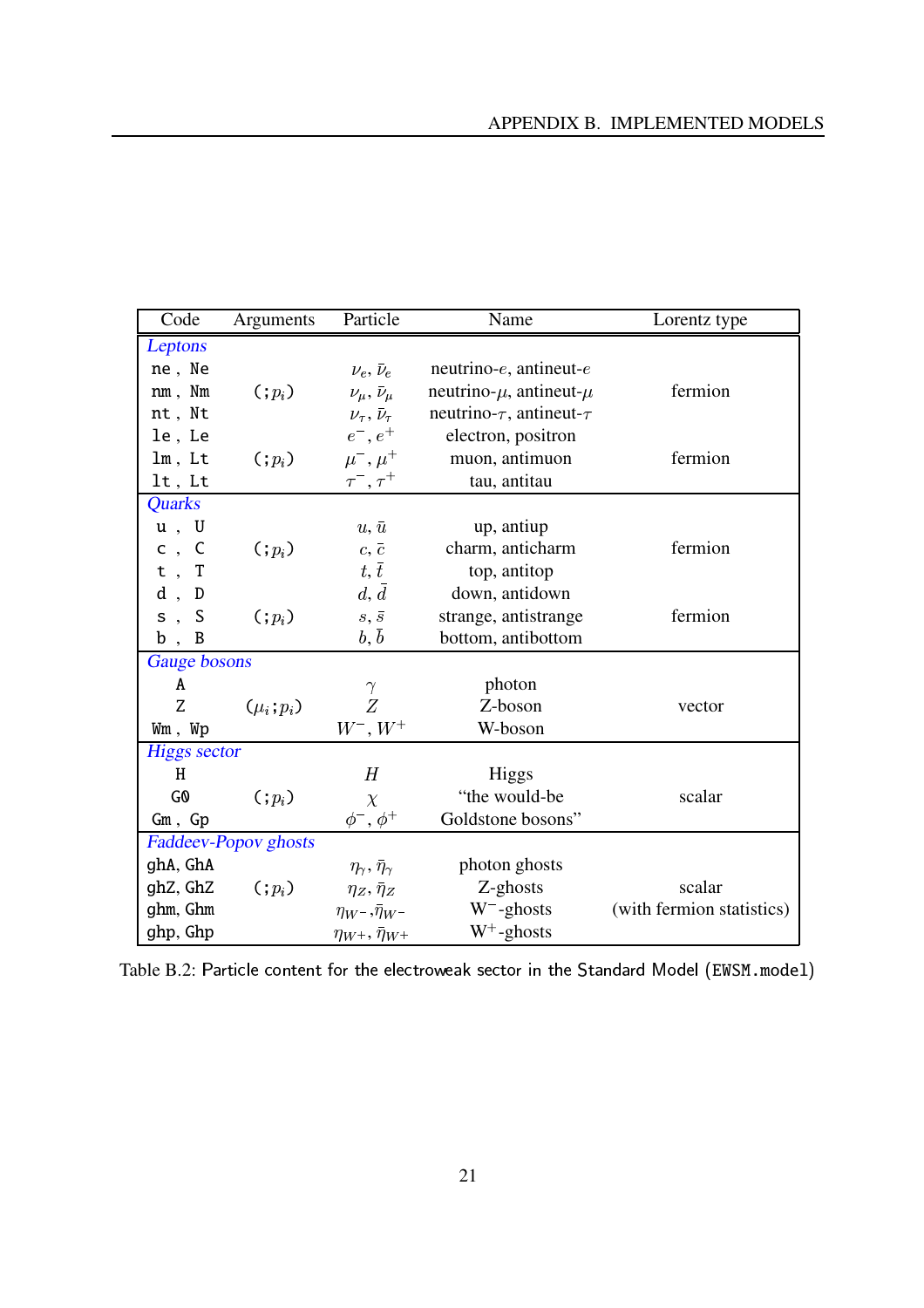| Code | Arguments | Particle | Name | Lorentz type |
|---|---|---|---|---|
| *Leptons* | | | | |
| `ne` , `Ne` | | $\nu_e$, $\bar{\nu}_e$ | neutrino-$e$, antineut-$e$ | |
| `nm` , `Nm` | $(;p_i)$ | $\nu_\mu$, $\bar{\nu}_\mu$ | neutrino-$\mu$, antineut-$\mu$ | fermion |
| `nt` , `Nt` | | $\nu_\tau$, $\bar{\nu}_\tau$ | neutrino-$\tau$, antineut-$\tau$ | |
| `le` , `Le` | | $e^-$, $e^+$ | electron, positron | |
| `lm` , `Lt` | $(;p_i)$ | $\mu^-$, $\mu^+$ | muon, antimuon | fermion |
| `lt` , `Lt` | | $\tau^-$, $\tau^+$ | tau, antitau | |
| *Quarks* | | | | |
| `u` , `U` | | $u$, $\bar{u}$ | up, antiup | |
| `c` , `C` | $(;p_i)$ | $c$, $\bar{c}$ | charm, anticharm | fermion |
| `t` , `T` | | $t$, $\bar{t}$ | top, antitop | |
| `d` , `D` | | $d$, $\bar{d}$ | down, antidown | |
| `s` , `S` | $(;p_i)$ | $s$, $\bar{s}$ | strange, antistrange | fermion |
| `b` , `B` | | $b$, $\bar{b}$ | bottom, antibottom | |
| *Gauge bosons* | | | | |
| `A` | | $\gamma$ | photon | |
| `Z` | $(\mu_i;p_i)$ | $Z$ | Z-boson | vector |
| `Wm` , `Wp` | | $W^-$, $W^+$ | W-boson | |
| *Higgs sector* | | | | |
| `H` | | $H$ | Higgs | |
| `G0` | $(;p_i)$ | $\chi$ | "the would-be | scalar |
| `Gm` , `Gp` | | $\phi^-$, $\phi^+$ | Goldstone bosons" | |
| *Faddeev-Popov ghosts* | | | | |
| ghA, GhA | | $\eta_\gamma$, $\bar{\eta}_\gamma$ | photon ghosts | |
| ghZ, GhZ | $(;p_i)$ | $\eta_Z$, $\bar{\eta}_Z$ | Z-ghosts | scalar |
| ghm, Ghm | | $\eta_{W^-}$,$\bar{\eta}_{W^-}$ | W$^-$-ghosts | (with fermion statistics) |
| ghp, Ghp | | $\eta_{W^+}$, $\bar{\eta}_{W^+}$ | W$^+$-ghosts | |

Table B.2: Particle content for the electroweak sector in the Standard Model (`EWSM.model`)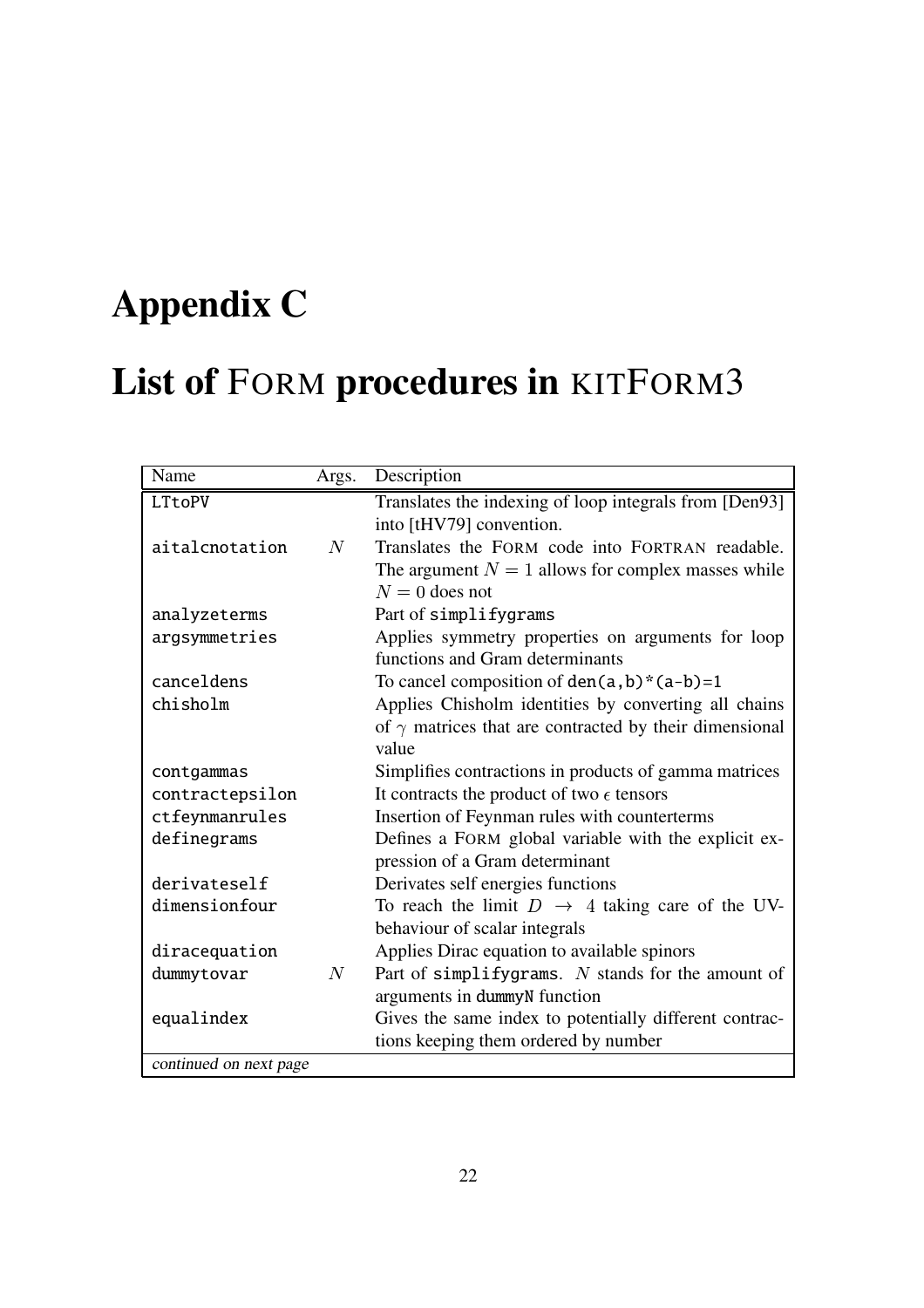# Appendix C

# List of FORM procedures in KITFORM3

| Name | Args. | Description |
|---|---|---|
| LTtoPV | | Translates the indexing of loop integrals from [Den93] into [tHV79] convention. |
| aitalcnotation | $N$ | Translates the FORM code into FORTRAN readable. The argument $N = 1$ allows for complex masses while $N = 0$ does not |
| analyzeterms | | Part of simplifygrams |
| argsymmetries | | Applies symmetry properties on arguments for loop functions and Gram determinants |
| canceldens | | To cancel composition of den(a,b)*(a-b)=1 |
| chisholm | | Applies Chisholm identities by converting all chains of $\gamma$ matrices that are contracted by their dimensional value |
| contgammas | | Simplifies contractions in products of gamma matrices |
| contractepsilon | | It contracts the product of two $\epsilon$ tensors |
| ctfeynmanrules | | Insertion of Feynman rules with counterterms |
| definegrams | | Defines a FORM global variable with the explicit expression of a Gram determinant |
| derivateself | | Derivates self energies functions |
| dimensionfour | | To reach the limit $D \rightarrow 4$ taking care of the UV-behaviour of scalar integrals |
| diracequation | | Applies Dirac equation to available spinors |
| dummytovar | $N$ | Part of simplifygrams. $N$ stands for the amount of arguments in dummyN function |
| equalindex | | Gives the same index to potentially different contractions keeping them ordered by number |
| *continued on next page* | | |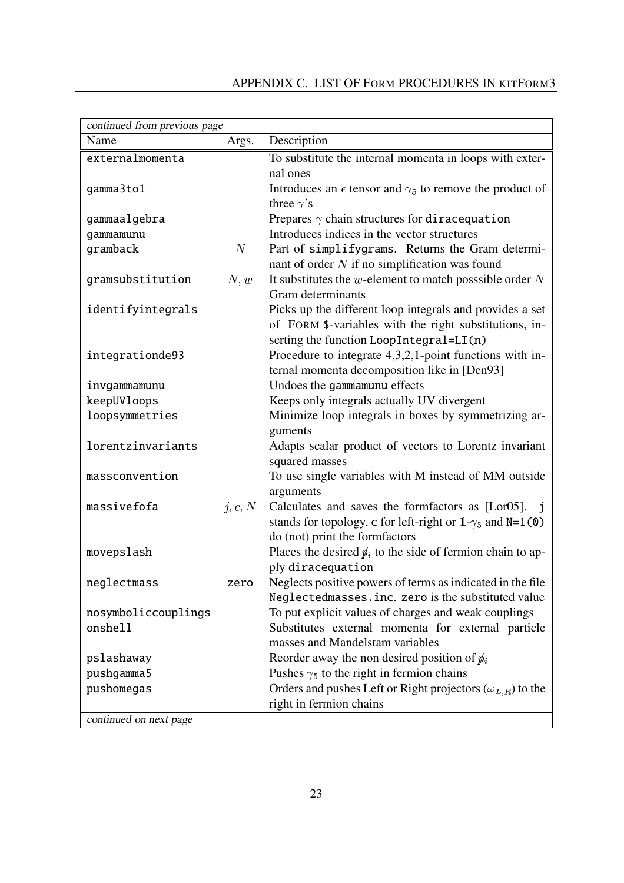| *continued from previous page* | | |
|---|---|---|
| Name | Args. | Description |
| `externalmomenta` | | To substitute the internal momenta in loops with external ones |
| `gamma3to1` | | Introduces an $\epsilon$ tensor and $\gamma_5$ to remove the product of three $\gamma$'s |
| `gammaalgebra` | | Prepares $\gamma$ chain structures for `diracequation` |
| `gammamunu` | | Introduces indices in the vector structures |
| `gramback` | $N$ | Part of `simplifygrams`. Returns the Gram determinant of order $N$ if no simplification was found |
| `gramsubstitution` | $N$, $w$ | It substitutes the $w$-element to match posssible order $N$ Gram determinants |
| `identifyintegrals` | | Picks up the different loop integrals and provides a set of FORM `$`-variables with the right substitutions, inserting the function `LoopIntegral=LI(n)` |
| `integrationde93` | | Procedure to integrate 4,3,2,1-point functions with internal momenta decomposition like in [Den93] |
| `invgammamunu` | | Undoes the `gammamunu` effects |
| `keepUVloops` | | Keeps only integrals actually UV divergent |
| `loopsymmetries` | | Minimize loop integrals in boxes by symmetrizing arguments |
| `lorentzinvariants` | | Adapts scalar product of vectors to Lorentz invariant squared masses |
| `massconvention` | | To use single variables with M instead of MM outside arguments |
| `massivefofa` | $j$, $c$, $N$ | Calculates and saves the formfactors as [Lor05]. `j` stands for topology, `c` for left-right or $\mathbb{1}$-$\gamma_5$ and `N=1(0)` do (not) print the formfactors |
| `movepslash` | | Places the desired $\not{p}_i$ to the side of fermion chain to apply `diracequation` |
| `neglectmass` | `zero` | Neglects positive powers of terms as indicated in the file `Neglectedmasses.inc`. `zero` is the substituted value |
| `nosymboliccouplings` | | To put explicit values of charges and weak couplings |
| `onshell` | | Substitutes external momenta for external particle masses and Mandelstam variables |
| `pslashaway` | | Reorder away the non desired position of $\not{p}_i$ |
| `pushgamma5` | | Pushes $\gamma_5$ to the right in fermion chains |
| `pushomegas` | | Orders and pushes Left or Right projectors ($\omega_{L,R}$) to the right in fermion chains |
| *continued on next page* | | |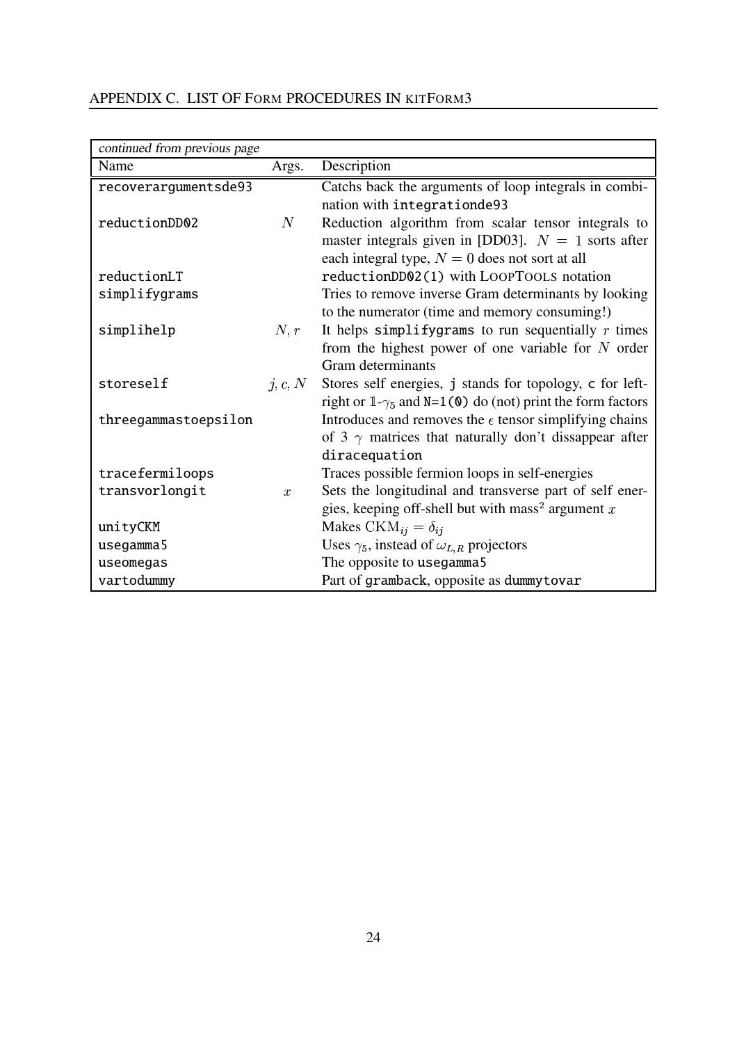| *continued from previous page* | | |
|---|---|---|
| Name | Args. | Description |
| recoverargumentsde93 | | Catchs back the arguments of loop integrals in combination with integrationde93 |
| reductionDD02 | $N$ | Reduction algorithm from scalar tensor integrals to master integrals given in [DD03]. $N = 1$ sorts after each integral type, $N = 0$ does not sort at all |
| reductionLT | | reductionDD02(1) with LOOPTOOLS notation |
| simplifygrams | | Tries to remove inverse Gram determinants by looking to the numerator (time and memory consuming!) |
| simplihelp | $N, r$ | It helps simplifygrams to run sequentially $r$ times from the highest power of one variable for $N$ order Gram determinants |
| storeself | $j, c, N$ | Stores self energies, j stands for topology, c for left-right or $\mathbb{1}$-$\gamma_5$ and N=1(0) do (not) print the form factors |
| threegammastoepsilon | | Introduces and removes the $\epsilon$ tensor simplifying chains of 3 $\gamma$ matrices that naturally don't dissappear after diracequation |
| tracefermiloops | | Traces possible fermion loops in self-energies |
| transvorlongit | $x$ | Sets the longitudinal and transverse part of self energies, keeping off-shell but with mass$^2$ argument $x$ |
| unityCKM | | Makes $\mathrm{CKM}_{ij} = \delta_{ij}$ |
| usegamma5 | | Uses $\gamma_5$, instead of $\omega_{L,R}$ projectors |
| useomegas | | The opposite to usegamma5 |
| vartodummy | | Part of gramback, opposite as dummytovar |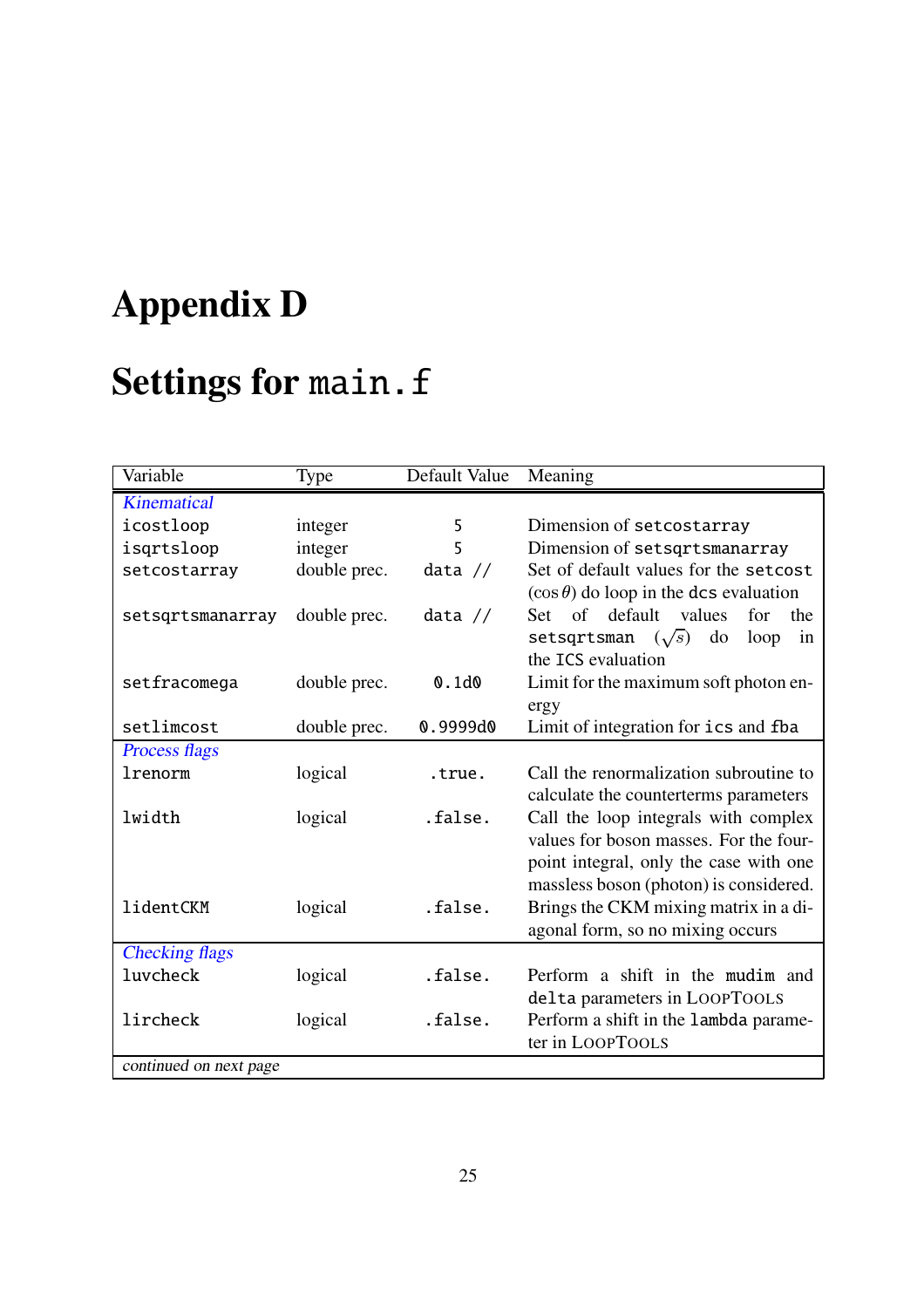# Appendix D

# Settings for `main.f`

| Variable | Type | Default Value | Meaning |
|---|---|---|---|
| *Kinematical* | | | |
| `icostloop` | integer | `5` | Dimension of `setcostarray` |
| `isqrtsloop` | integer | `5` | Dimension of `setsqrtsmanarray` |
| `setcostarray` | double prec. | `data //` | Set of default values for the `setcost` ($\cos\theta$) do loop in the `dcs` evaluation |
| `setsqrtsmanarray` | double prec. | `data //` | Set of default values for the `setsqrtsman` ($\sqrt{s}$) do loop in the ICS evaluation |
| `setfracomega` | double prec. | `0.1d0` | Limit for the maximum soft photon energy |
| `setlimcost` | double prec. | `0.9999d0` | Limit of integration for `ics` and `fba` |
| *Process flags* | | | |
| `lrenorm` | logical | `.true.` | Call the renormalization subroutine to calculate the counterterms parameters |
| `lwidth` | logical | `.false.` | Call the loop integrals with complex values for boson masses. For the four-point integral, only the case with one massless boson (photon) is considered. |
| `lidentCKM` | logical | `.false.` | Brings the CKM mixing matrix in a diagonal form, so no mixing occurs |
| *Checking flags* | | | |
| `luvcheck` | logical | `.false.` | Perform a shift in the `mudim` and `delta` parameters in LoopTools |
| `lircheck` | logical | `.false.` | Perform a shift in the `lambda` parameter in LoopTools |
| *continued on next page* | | | |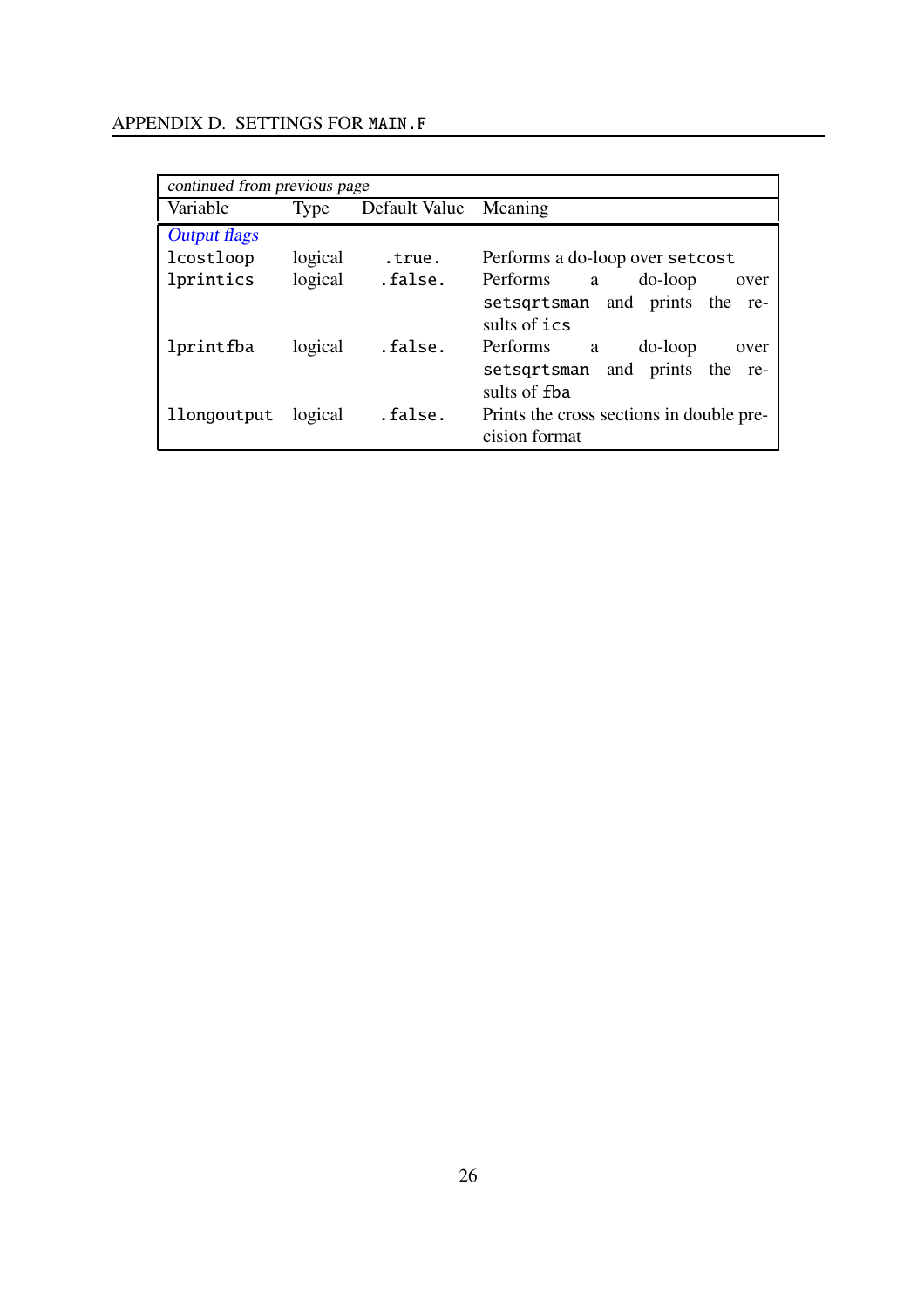| *continued from previous page* | | | |
|---|---|---|---|
| Variable | Type | Default Value | Meaning |
| *Output flags* | | | |
| `lcostloop` | logical | `.true.` | Performs a do-loop over `setcost` |
| `lprintics` | logical | `.false.` | Performs a do-loop over `setsqrtsman` and prints the results of `ics` |
| `lprintfba` | logical | `.false.` | Performs a do-loop over `setsqrtsman` and prints the results of `fba` |
| `llongoutput` | logical | `.false.` | Prints the cross sections in double precision format |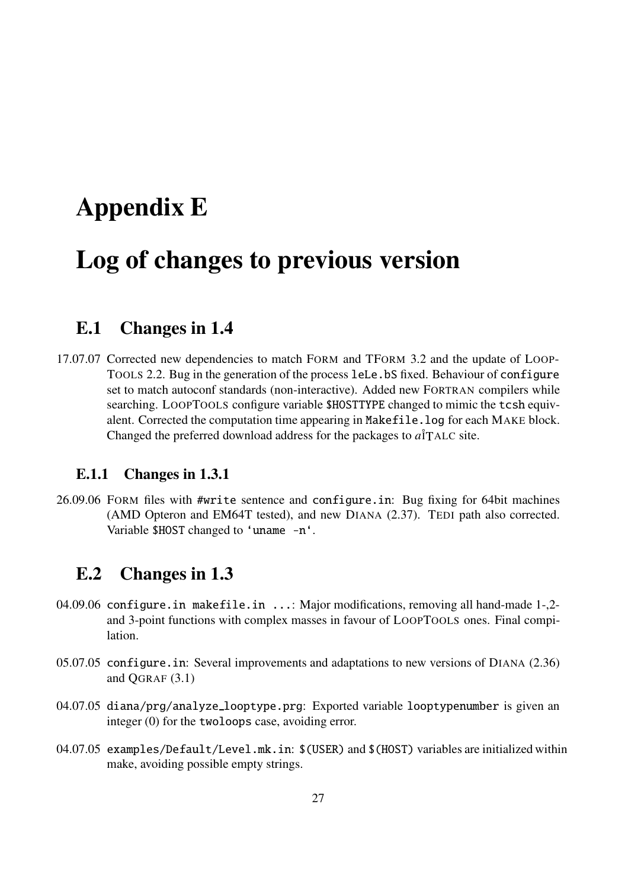# Appendix E

# Log of changes to previous version

## E.1 Changes in 1.4

17.07.07 Corrected new dependencies to match FORM and TFORM 3.2 and the update of LOOPTOOLS 2.2. Bug in the generation of the process `leLe.bS` fixed. Behaviour of `configure` set to match autoconf standards (non-interactive). Added new FORTRAN compilers while searching. LOOPTOOLS configure variable `$HOSTTYPE` changed to mimic the `tcsh` equivalent. Corrected the computation time appearing in `Makefile.log` for each MAKE block. Changed the preferred download address for the packages to *a*ÎTALC site.

### E.1.1 Changes in 1.3.1

26.09.06 FORM files with `#write` sentence and `configure.in`: Bug fixing for 64bit machines (AMD Opteron and EM64T tested), and new DIANA (2.37). TEDI path also corrected. Variable `$HOST` changed to `'uname -n'`.

## E.2 Changes in 1.3

04.09.06 `configure.in makefile.in ...`: Major modifications, removing all hand-made 1-,2- and 3-point functions with complex masses in favour of LOOPTOOLS ones. Final compilation.

05.07.05 `configure.in`: Several improvements and adaptations to new versions of DIANA (2.36) and QGRAF (3.1)

04.07.05 `diana/prg/analyze_looptype.prg`: Exported variable `looptypenumber` is given an integer (0) for the `twoloops` case, avoiding error.

04.07.05 `examples/Default/Level.mk.in`: `$(USER)` and `$(HOST)` variables are initialized within make, avoiding possible empty strings.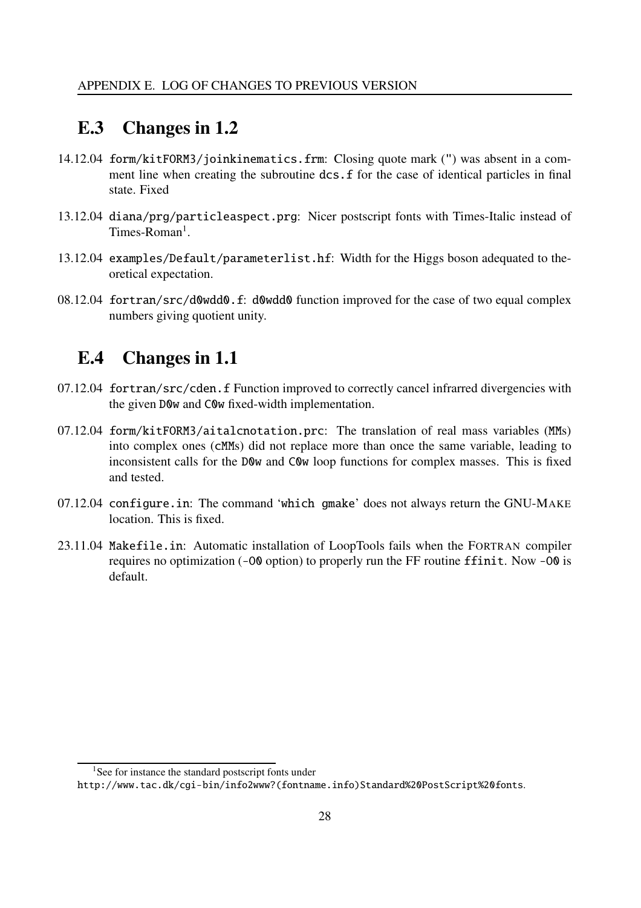## E.3 Changes in 1.2

14.12.04 `form/kitFORM3/joinkinematics.frm`: Closing quote mark (") was absent in a comment line when creating the subroutine `dcs.f` for the case of identical particles in final state. Fixed

13.12.04 `diana/prg/particleaspect.prg`: Nicer postscript fonts with Times-Italic instead of Times-Roman[1].

13.12.04 `examples/Default/parameterlist.hf`: Width for the Higgs boson adequated to theoretical expectation.

08.12.04 `fortran/src/d0wdd0.f`: `d0wdd0` function improved for the case of two equal complex numbers giving quotient unity.

## E.4 Changes in 1.1

07.12.04 `fortran/src/cden.f` Function improved to correctly cancel infrared divergencies with the given `D0w` and `C0w` fixed-width implementation.

07.12.04 `form/kitFORM3/aitalcnotation.prc`: The translation of real mass variables (`MM`s) into complex ones (`cMM`s) did not replace more than once the same variable, leading to inconsistent calls for the `D0w` and `C0w` loop functions for complex masses. This is fixed and tested.

07.12.04 `configure.in`: The command '`which gmake`' does not always return the GNU-MAKE location. This is fixed.

23.11.04 `Makefile.in`: Automatic installation of LoopTools fails when the FORTRAN compiler requires no optimization (`-O0` option) to properly run the FF routine `ffinit`. Now `-O0` is default.

---

[1] See for instance the standard postscript fonts under
`http://www.tac.dk/cgi-bin/info2www?(fontname.info)Standard%20PostScript%20fonts`.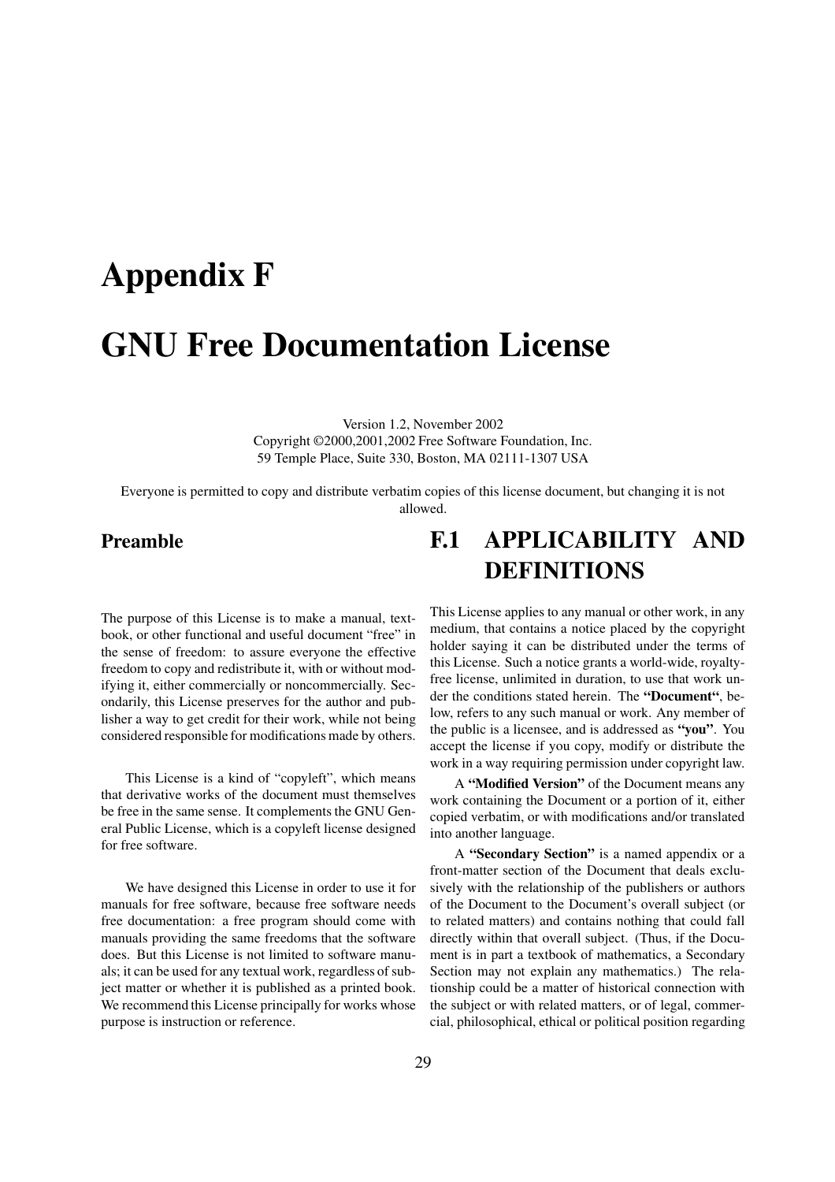# Appendix F

# GNU Free Documentation License

Version 1.2, November 2002
Copyright ©2000,2001,2002 Free Software Foundation, Inc.
59 Temple Place, Suite 330, Boston, MA 02111-1307 USA

Everyone is permitted to copy and distribute verbatim copies of this license document, but changing it is not allowed.

## Preamble

The purpose of this License is to make a manual, textbook, or other functional and useful document "free" in the sense of freedom: to assure everyone the effective freedom to copy and redistribute it, with or without modifying it, either commercially or noncommercially. Secondarily, this License preserves for the author and publisher a way to get credit for their work, while not being considered responsible for modifications made by others.

This License is a kind of "copyleft", which means that derivative works of the document must themselves be free in the same sense. It complements the GNU General Public License, which is a copyleft license designed for free software.

We have designed this License in order to use it for manuals for free software, because free software needs free documentation: a free program should come with manuals providing the same freedoms that the software does. But this License is not limited to software manuals; it can be used for any textual work, regardless of subject matter or whether it is published as a printed book. We recommend this License principally for works whose purpose is instruction or reference.

## F.1 APPLICABILITY AND DEFINITIONS

This License applies to any manual or other work, in any medium, that contains a notice placed by the copyright holder saying it can be distributed under the terms of this License. Such a notice grants a world-wide, royalty-free license, unlimited in duration, to use that work under the conditions stated herein. The **"Document"**, below, refers to any such manual or work. Any member of the public is a licensee, and is addressed as **"you"**. You accept the license if you copy, modify or distribute the work in a way requiring permission under copyright law.

A **"Modified Version"** of the Document means any work containing the Document or a portion of it, either copied verbatim, or with modifications and/or translated into another language.

A **"Secondary Section"** is a named appendix or a front-matter section of the Document that deals exclusively with the relationship of the publishers or authors of the Document to the Document's overall subject (or to related matters) and contains nothing that could fall directly within that overall subject. (Thus, if the Document is in part a textbook of mathematics, a Secondary Section may not explain any mathematics.) The relationship could be a matter of historical connection with the subject or with related matters, or of legal, commercial, philosophical, ethical or political position regarding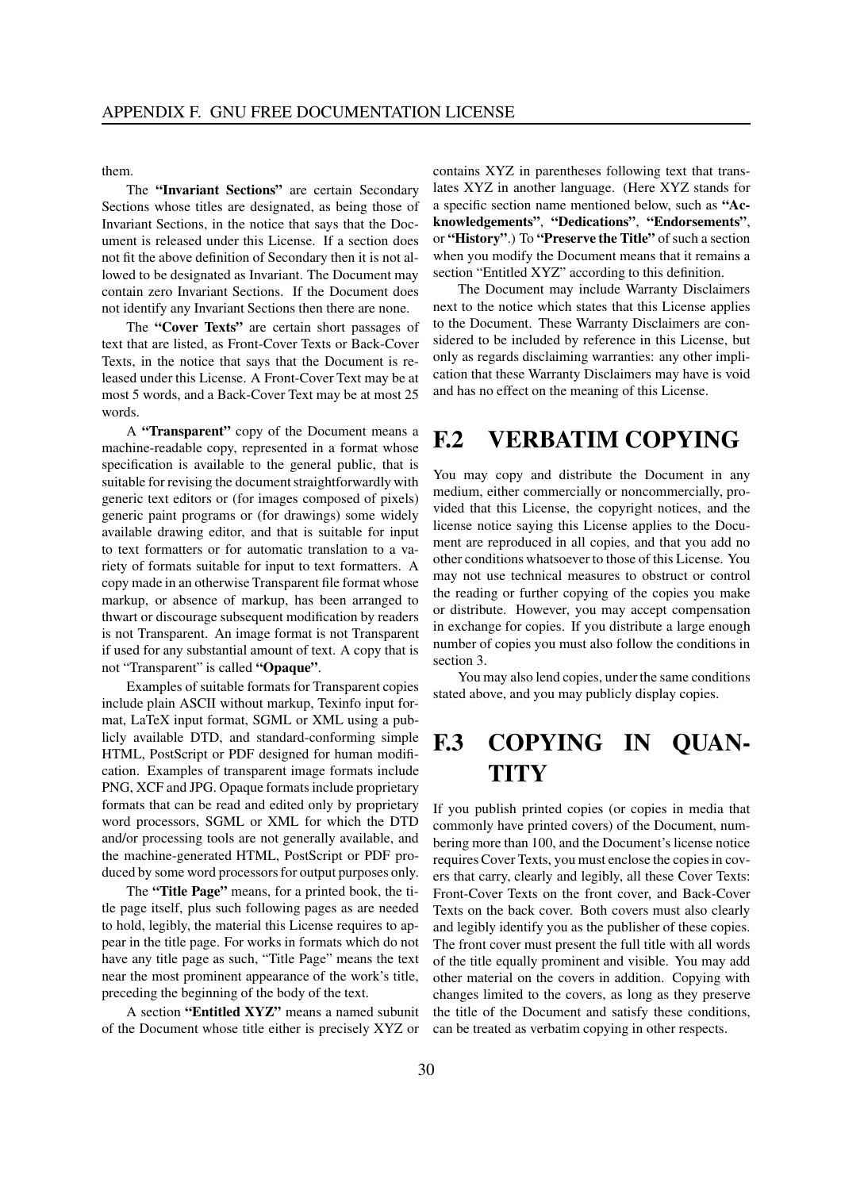them.

The **"Invariant Sections"** are certain Secondary Sections whose titles are designated, as being those of Invariant Sections, in the notice that says that the Document is released under this License. If a section does not fit the above definition of Secondary then it is not allowed to be designated as Invariant. The Document may contain zero Invariant Sections. If the Document does not identify any Invariant Sections then there are none.

The **"Cover Texts"** are certain short passages of text that are listed, as Front-Cover Texts or Back-Cover Texts, in the notice that says that the Document is released under this License. A Front-Cover Text may be at most 5 words, and a Back-Cover Text may be at most 25 words.

A **"Transparent"** copy of the Document means a machine-readable copy, represented in a format whose specification is available to the general public, that is suitable for revising the document straightforwardly with generic text editors or (for images composed of pixels) generic paint programs or (for drawings) some widely available drawing editor, and that is suitable for input to text formatters or for automatic translation to a variety of formats suitable for input to text formatters. A copy made in an otherwise Transparent file format whose markup, or absence of markup, has been arranged to thwart or discourage subsequent modification by readers is not Transparent. An image format is not Transparent if used for any substantial amount of text. A copy that is not "Transparent" is called **"Opaque"**.

Examples of suitable formats for Transparent copies include plain ASCII without markup, Texinfo input format, LaTeX input format, SGML or XML using a publicly available DTD, and standard-conforming simple HTML, PostScript or PDF designed for human modification. Examples of transparent image formats include PNG, XCF and JPG. Opaque formats include proprietary formats that can be read and edited only by proprietary word processors, SGML or XML for which the DTD and/or processing tools are not generally available, and the machine-generated HTML, PostScript or PDF produced by some word processors for output purposes only.

The **"Title Page"** means, for a printed book, the title page itself, plus such following pages as are needed to hold, legibly, the material this License requires to appear in the title page. For works in formats which do not have any title page as such, "Title Page" means the text near the most prominent appearance of the work's title, preceding the beginning of the body of the text.

A section **"Entitled XYZ"** means a named subunit of the Document whose title either is precisely XYZ or contains XYZ in parentheses following text that translates XYZ in another language. (Here XYZ stands for a specific section name mentioned below, such as **"Acknowledgements"**, **"Dedications"**, **"Endorsements"**, or **"History"**.) To **"Preserve the Title"** of such a section when you modify the Document means that it remains a section "Entitled XYZ" according to this definition.

The Document may include Warranty Disclaimers next to the notice which states that this License applies to the Document. These Warranty Disclaimers are considered to be included by reference in this License, but only as regards disclaiming warranties: any other implication that these Warranty Disclaimers may have is void and has no effect on the meaning of this License.

## F.2 VERBATIM COPYING

You may copy and distribute the Document in any medium, either commercially or noncommercially, provided that this License, the copyright notices, and the license notice saying this License applies to the Document are reproduced in all copies, and that you add no other conditions whatsoever to those of this License. You may not use technical measures to obstruct or control the reading or further copying of the copies you make or distribute. However, you may accept compensation in exchange for copies. If you distribute a large enough number of copies you must also follow the conditions in section 3.

You may also lend copies, under the same conditions stated above, and you may publicly display copies.

## F.3 COPYING IN QUANTITY

If you publish printed copies (or copies in media that commonly have printed covers) of the Document, numbering more than 100, and the Document's license notice requires Cover Texts, you must enclose the copies in covers that carry, clearly and legibly, all these Cover Texts: Front-Cover Texts on the front cover, and Back-Cover Texts on the back cover. Both covers must also clearly and legibly identify you as the publisher of these copies. The front cover must present the full title with all words of the title equally prominent and visible. You may add other material on the covers in addition. Copying with changes limited to the covers, as long as they preserve the title of the Document and satisfy these conditions, can be treated as verbatim copying in other respects.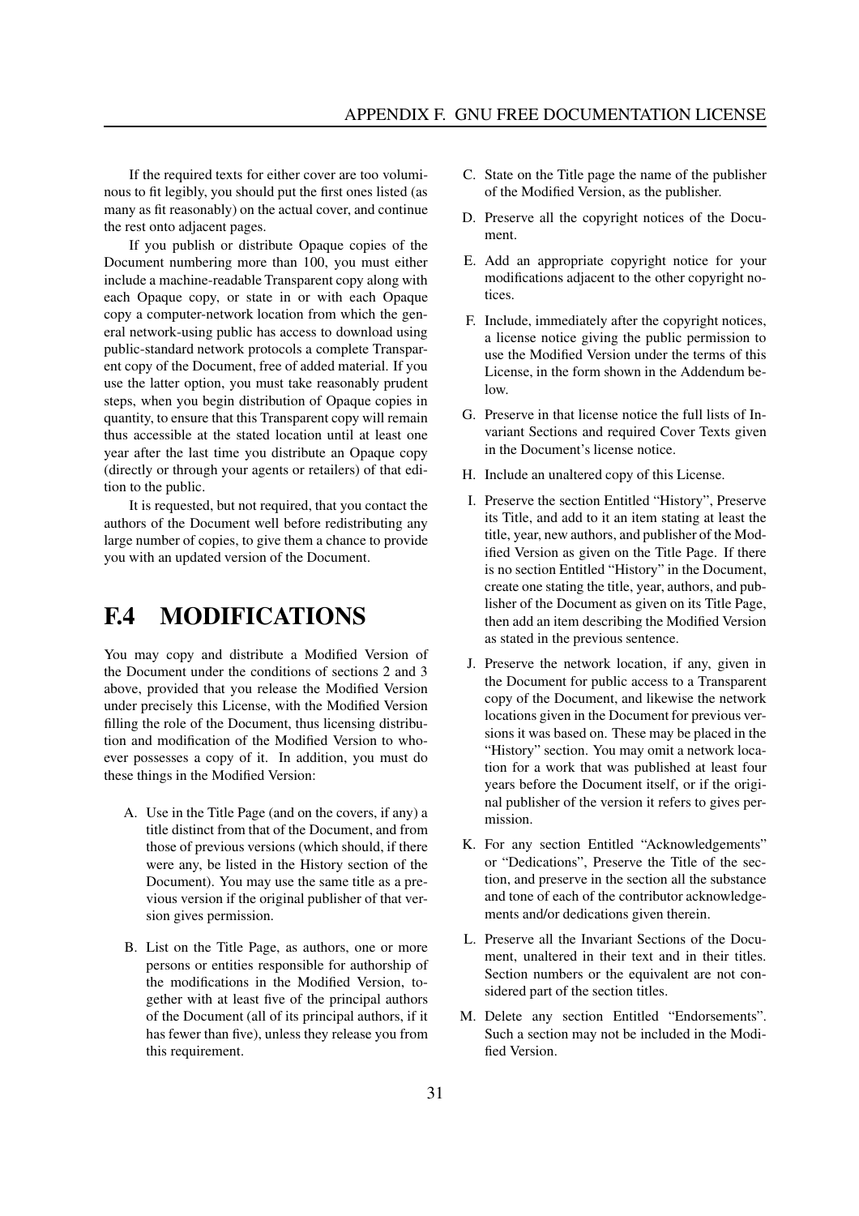If the required texts for either cover are too voluminous to fit legibly, you should put the first ones listed (as many as fit reasonably) on the actual cover, and continue the rest onto adjacent pages.

If you publish or distribute Opaque copies of the Document numbering more than 100, you must either include a machine-readable Transparent copy along with each Opaque copy, or state in or with each Opaque copy a computer-network location from which the general network-using public has access to download using public-standard network protocols a complete Transparent copy of the Document, free of added material. If you use the latter option, you must take reasonably prudent steps, when you begin distribution of Opaque copies in quantity, to ensure that this Transparent copy will remain thus accessible at the stated location until at least one year after the last time you distribute an Opaque copy (directly or through your agents or retailers) of that edition to the public.

It is requested, but not required, that you contact the authors of the Document well before redistributing any large number of copies, to give them a chance to provide you with an updated version of the Document.

## F.4 MODIFICATIONS

You may copy and distribute a Modified Version of the Document under the conditions of sections 2 and 3 above, provided that you release the Modified Version under precisely this License, with the Modified Version filling the role of the Document, thus licensing distribution and modification of the Modified Version to whoever possesses a copy of it. In addition, you must do these things in the Modified Version:

A. Use in the Title Page (and on the covers, if any) a title distinct from that of the Document, and from those of previous versions (which should, if there were any, be listed in the History section of the Document). You may use the same title as a previous version if the original publisher of that version gives permission.

B. List on the Title Page, as authors, one or more persons or entities responsible for authorship of the modifications in the Modified Version, together with at least five of the principal authors of the Document (all of its principal authors, if it has fewer than five), unless they release you from this requirement.

C. State on the Title page the name of the publisher of the Modified Version, as the publisher.

D. Preserve all the copyright notices of the Document.

E. Add an appropriate copyright notice for your modifications adjacent to the other copyright notices.

F. Include, immediately after the copyright notices, a license notice giving the public permission to use the Modified Version under the terms of this License, in the form shown in the Addendum below.

G. Preserve in that license notice the full lists of Invariant Sections and required Cover Texts given in the Document's license notice.

H. Include an unaltered copy of this License.

I. Preserve the section Entitled "History", Preserve its Title, and add to it an item stating at least the title, year, new authors, and publisher of the Modified Version as given on the Title Page. If there is no section Entitled "History" in the Document, create one stating the title, year, authors, and publisher of the Document as given on its Title Page, then add an item describing the Modified Version as stated in the previous sentence.

J. Preserve the network location, if any, given in the Document for public access to a Transparent copy of the Document, and likewise the network locations given in the Document for previous versions it was based on. These may be placed in the "History" section. You may omit a network location for a work that was published at least four years before the Document itself, or if the original publisher of the version it refers to gives permission.

K. For any section Entitled "Acknowledgements" or "Dedications", Preserve the Title of the section, and preserve in the section all the substance and tone of each of the contributor acknowledgements and/or dedications given therein.

L. Preserve all the Invariant Sections of the Document, unaltered in their text and in their titles. Section numbers or the equivalent are not considered part of the section titles.

M. Delete any section Entitled "Endorsements". Such a section may not be included in the Modified Version.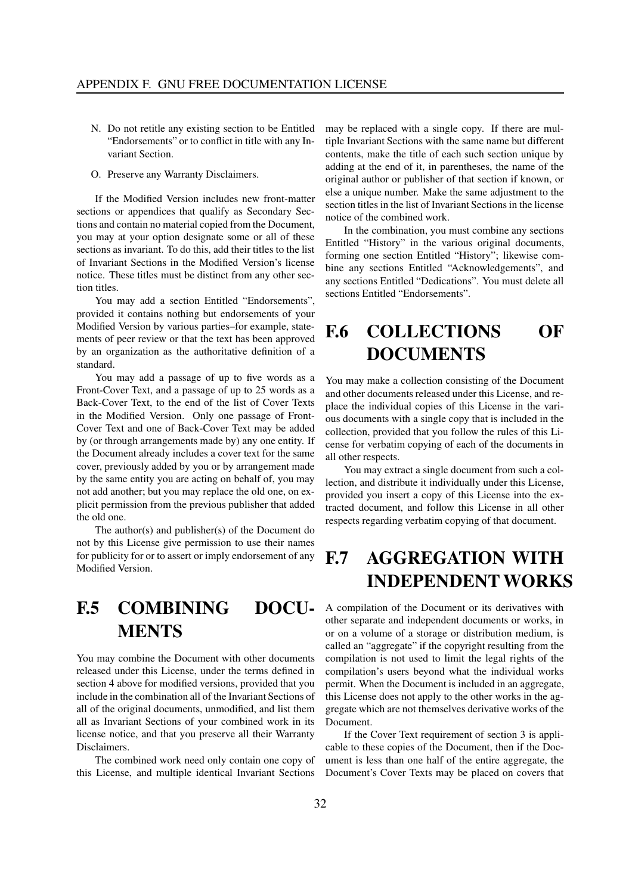N. Do not retitle any existing section to be Entitled "Endorsements" or to conflict in title with any Invariant Section.

O. Preserve any Warranty Disclaimers.

If the Modified Version includes new front-matter sections or appendices that qualify as Secondary Sections and contain no material copied from the Document, you may at your option designate some or all of these sections as invariant. To do this, add their titles to the list of Invariant Sections in the Modified Version's license notice. These titles must be distinct from any other section titles.

You may add a section Entitled "Endorsements", provided it contains nothing but endorsements of your Modified Version by various parties–for example, statements of peer review or that the text has been approved by an organization as the authoritative definition of a standard.

You may add a passage of up to five words as a Front-Cover Text, and a passage of up to 25 words as a Back-Cover Text, to the end of the list of Cover Texts in the Modified Version. Only one passage of Front-Cover Text and one of Back-Cover Text may be added by (or through arrangements made by) any one entity. If the Document already includes a cover text for the same cover, previously added by you or by arrangement made by the same entity you are acting on behalf of, you may not add another; but you may replace the old one, on explicit permission from the previous publisher that added the old one.

The author(s) and publisher(s) of the Document do not by this License give permission to use their names for publicity for or to assert or imply endorsement of any Modified Version.

## F.5 COMBINING DOCUMENTS

You may combine the Document with other documents released under this License, under the terms defined in section 4 above for modified versions, provided that you include in the combination all of the Invariant Sections of all of the original documents, unmodified, and list them all as Invariant Sections of your combined work in its license notice, and that you preserve all their Warranty Disclaimers.

The combined work need only contain one copy of this License, and multiple identical Invariant Sections may be replaced with a single copy. If there are multiple Invariant Sections with the same name but different contents, make the title of each such section unique by adding at the end of it, in parentheses, the name of the original author or publisher of that section if known, or else a unique number. Make the same adjustment to the section titles in the list of Invariant Sections in the license notice of the combined work.

In the combination, you must combine any sections Entitled "History" in the various original documents, forming one section Entitled "History"; likewise combine any sections Entitled "Acknowledgements", and any sections Entitled "Dedications". You must delete all sections Entitled "Endorsements".

## F.6 COLLECTIONS OF DOCUMENTS

You may make a collection consisting of the Document and other documents released under this License, and replace the individual copies of this License in the various documents with a single copy that is included in the collection, provided that you follow the rules of this License for verbatim copying of each of the documents in all other respects.

You may extract a single document from such a collection, and distribute it individually under this License, provided you insert a copy of this License into the extracted document, and follow this License in all other respects regarding verbatim copying of that document.

## F.7 AGGREGATION WITH INDEPENDENT WORKS

A compilation of the Document or its derivatives with other separate and independent documents or works, in or on a volume of a storage or distribution medium, is called an "aggregate" if the copyright resulting from the compilation is not used to limit the legal rights of the compilation's users beyond what the individual works permit. When the Document is included in an aggregate, this License does not apply to the other works in the aggregate which are not themselves derivative works of the Document.

If the Cover Text requirement of section 3 is applicable to these copies of the Document, then if the Document is less than one half of the entire aggregate, the Document's Cover Texts may be placed on covers that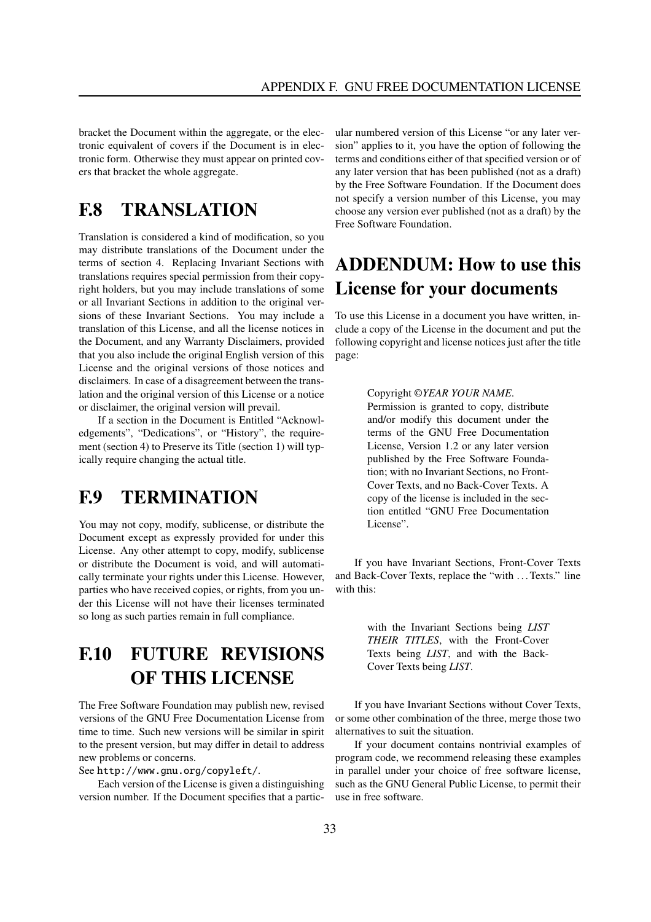bracket the Document within the aggregate, or the electronic equivalent of covers if the Document is in electronic form. Otherwise they must appear on printed covers that bracket the whole aggregate.

## F.8 TRANSLATION

Translation is considered a kind of modification, so you may distribute translations of the Document under the terms of section 4. Replacing Invariant Sections with translations requires special permission from their copyright holders, but you may include translations of some or all Invariant Sections in addition to the original versions of these Invariant Sections. You may include a translation of this License, and all the license notices in the Document, and any Warranty Disclaimers, provided that you also include the original English version of this License and the original versions of those notices and disclaimers. In case of a disagreement between the translation and the original version of this License or a notice or disclaimer, the original version will prevail.

If a section in the Document is Entitled "Acknowledgements", "Dedications", or "History", the requirement (section 4) to Preserve its Title (section 1) will typically require changing the actual title.

## F.9 TERMINATION

You may not copy, modify, sublicense, or distribute the Document except as expressly provided for under this License. Any other attempt to copy, modify, sublicense or distribute the Document is void, and will automatically terminate your rights under this License. However, parties who have received copies, or rights, from you under this License will not have their licenses terminated so long as such parties remain in full compliance.

## F.10 FUTURE REVISIONS OF THIS LICENSE

The Free Software Foundation may publish new, revised versions of the GNU Free Documentation License from time to time. Such new versions will be similar in spirit to the present version, but may differ in detail to address new problems or concerns.
See `http://www.gnu.org/copyleft/`.

Each version of the License is given a distinguishing version number. If the Document specifies that a particular numbered version of this License "or any later version" applies to it, you have the option of following the terms and conditions either of that specified version or of any later version that has been published (not as a draft) by the Free Software Foundation. If the Document does not specify a version number of this License, you may choose any version ever published (not as a draft) by the Free Software Foundation.

## ADDENDUM: How to use this License for your documents

To use this License in a document you have written, include a copy of the License in the document and put the following copyright and license notices just after the title page:

> Copyright ©*YEAR YOUR NAME*.
> Permission is granted to copy, distribute and/or modify this document under the terms of the GNU Free Documentation License, Version 1.2 or any later version published by the Free Software Foundation; with no Invariant Sections, no Front-Cover Texts, and no Back-Cover Texts. A copy of the license is included in the section entitled "GNU Free Documentation License".

If you have Invariant Sections, Front-Cover Texts and Back-Cover Texts, replace the "with ... Texts." line with this:

> with the Invariant Sections being *LIST THEIR TITLES*, with the Front-Cover Texts being *LIST*, and with the Back-Cover Texts being *LIST*.

If you have Invariant Sections without Cover Texts, or some other combination of the three, merge those two alternatives to suit the situation.

If your document contains nontrivial examples of program code, we recommend releasing these examples in parallel under your choice of free software license, such as the GNU General Public License, to permit their use in free software.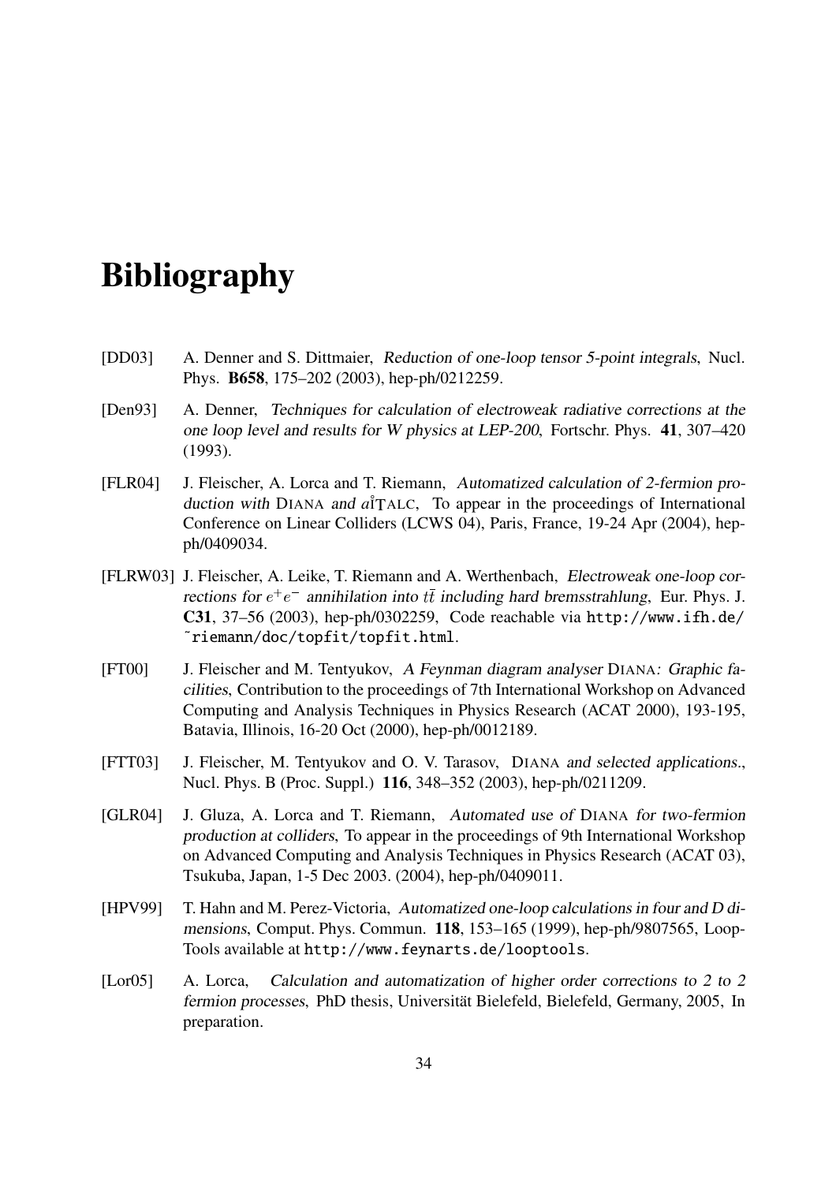# Bibliography

[DD03] A. Denner and S. Dittmaier, *Reduction of one-loop tensor 5-point integrals*, Nucl. Phys. **B658**, 175–202 (2003), hep-ph/0212259.

[Den93] A. Denner, *Techniques for calculation of electroweak radiative corrections at the one loop level and results for W physics at LEP-200*, Fortschr. Phys. **41**, 307–420 (1993).

[FLR04] J. Fleischer, A. Lorca and T. Riemann, *Automatized calculation of 2-fermion production with* DIANA *and* $a\hat{\imath}$TALC, To appear in the proceedings of International Conference on Linear Colliders (LCWS 04), Paris, France, 19-24 Apr (2004), hep-ph/0409034.

[FLRW03] J. Fleischer, A. Leike, T. Riemann and A. Werthenbach, *Electroweak one-loop corrections for* $e^+e^-$ *annihilation into* $t\bar{t}$ *including hard bremsstrahlung*, Eur. Phys. J. **C31**, 37–56 (2003), hep-ph/0302259, Code reachable via `http://www.ifh.de/~riemann/doc/topfit/topfit.html`.

[FT00] J. Fleischer and M. Tentyukov, *A Feynman diagram analyser* DIANA*: Graphic facilities*, Contribution to the proceedings of 7th International Workshop on Advanced Computing and Analysis Techniques in Physics Research (ACAT 2000), 193-195, Batavia, Illinois, 16-20 Oct (2000), hep-ph/0012189.

[FTT03] J. Fleischer, M. Tentyukov and O. V. Tarasov, DIANA *and selected applications.*, Nucl. Phys. B (Proc. Suppl.) **116**, 348–352 (2003), hep-ph/0211209.

[GLR04] J. Gluza, A. Lorca and T. Riemann, *Automated use of* DIANA *for two-fermion production at colliders*, To appear in the proceedings of 9th International Workshop on Advanced Computing and Analysis Techniques in Physics Research (ACAT 03), Tsukuba, Japan, 1-5 Dec 2003. (2004), hep-ph/0409011.

[HPV99] T. Hahn and M. Perez-Victoria, *Automatized one-loop calculations in four and D dimensions*, Comput. Phys. Commun. **118**, 153–165 (1999), hep-ph/9807565, LoopTools available at `http://www.feynarts.de/looptools`.

[Lor05] A. Lorca, *Calculation and automatization of higher order corrections to 2 to 2 fermion processes*, PhD thesis, Universität Bielefeld, Bielefeld, Germany, 2005, In preparation.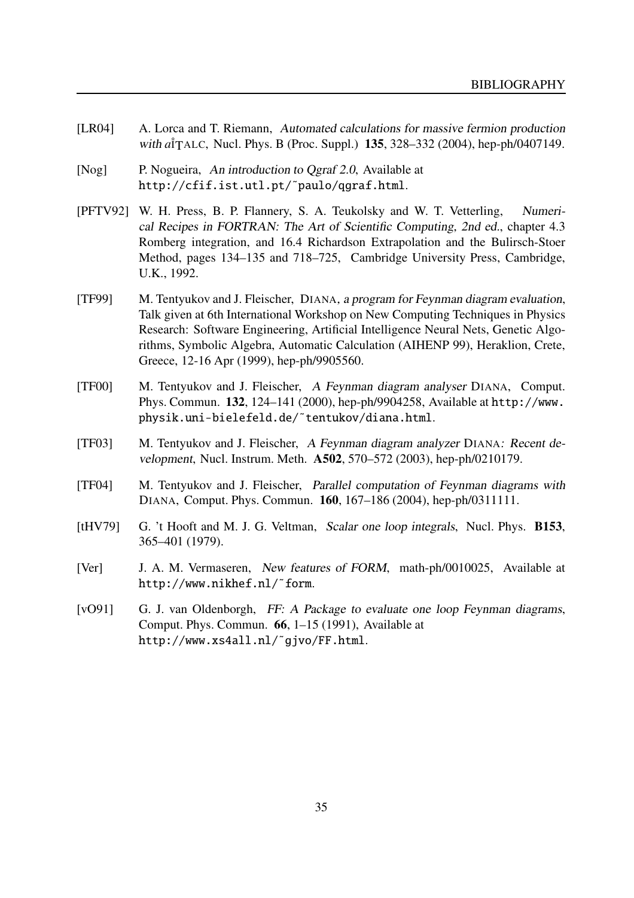[LR04] A. Lorca and T. Riemann, *Automated calculations for massive fermion production with aİTALC*, Nucl. Phys. B (Proc. Suppl.) **135**, 328–332 (2004), hep-ph/0407149.

[Nog] P. Nogueira, *An introduction to Qgraf 2.0*, Available at http://cfif.ist.utl.pt/~paulo/qgraf.html.

[PFTV92] W. H. Press, B. P. Flannery, S. A. Teukolsky and W. T. Vetterling, *Numerical Recipes in FORTRAN: The Art of Scientific Computing, 2nd ed.*, chapter 4.3 Romberg integration, and 16.4 Richardson Extrapolation and the Bulirsch-Stoer Method, pages 134–135 and 718–725, Cambridge University Press, Cambridge, U.K., 1992.

[TF99] M. Tentyukov and J. Fleischer, DIANA, *a program for Feynman diagram evaluation*, Talk given at 6th International Workshop on New Computing Techniques in Physics Research: Software Engineering, Artificial Intelligence Neural Nets, Genetic Algorithms, Symbolic Algebra, Automatic Calculation (AIHENP 99), Heraklion, Crete, Greece, 12-16 Apr (1999), hep-ph/9905560.

[TF00] M. Tentyukov and J. Fleischer, *A Feynman diagram analyser* DIANA, Comput. Phys. Commun. **132**, 124–141 (2000), hep-ph/9904258, Available at http://www.physik.uni-bielefeld.de/~tentukov/diana.html.

[TF03] M. Tentyukov and J. Fleischer, *A Feynman diagram analyzer* DIANA*: Recent development*, Nucl. Instrum. Meth. **A502**, 570–572 (2003), hep-ph/0210179.

[TF04] M. Tentyukov and J. Fleischer, *Parallel computation of Feynman diagrams with* DIANA, Comput. Phys. Commun. **160**, 167–186 (2004), hep-ph/0311111.

[tHV79] G. 't Hooft and M. J. G. Veltman, *Scalar one loop integrals*, Nucl. Phys. **B153**, 365–401 (1979).

[Ver] J. A. M. Vermaseren, *New features of FORM*, math-ph/0010025, Available at http://www.nikhef.nl/~form.

[vO91] G. J. van Oldenborgh, *FF: A Package to evaluate one loop Feynman diagrams*, Comput. Phys. Commun. **66**, 1–15 (1991), Available at http://www.xs4all.nl/~gjvo/FF.html.